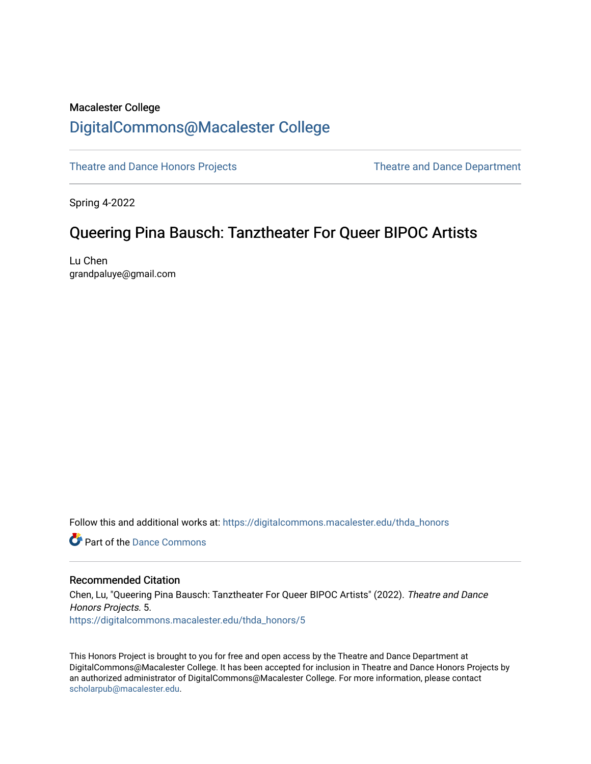Macalester College

# DigitalCommons@Macalester College

Theatre and Dance Honors Projects

Theatre and Dance Department

Spring 4-2022

## Queering Pina Bausch: Tanztheater For Queer BIPOC Artists

Lu Chen
grandpaluye@gmail.com

Follow this and additional works at: https://digitalcommons.macalester.edu/thda_honors

Part of the Dance Commons

### Recommended Citation

Chen, Lu, "Queering Pina Bausch: Tanztheater For Queer BIPOC Artists" (2022). *Theatre and Dance Honors Projects*. 5.
https://digitalcommons.macalester.edu/thda_honors/5

This Honors Project is brought to you for free and open access by the Theatre and Dance Department at DigitalCommons@Macalester College. It has been accepted for inclusion in Theatre and Dance Honors Projects by an authorized administrator of DigitalCommons@Macalester College. For more information, please contact scholarpub@macalester.edu.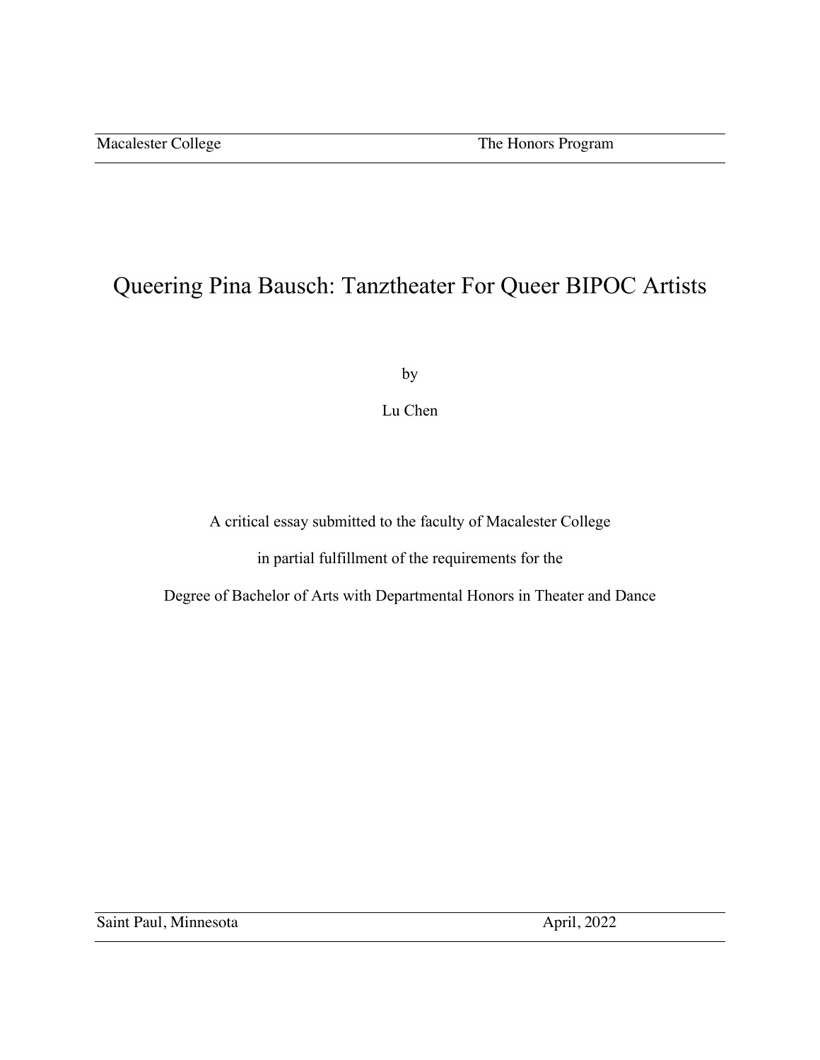Macalester College | The Honors Program

# Queering Pina Bausch: Tanztheater For Queer BIPOC Artists

by

Lu Chen

A critical essay submitted to the faculty of Macalester College

in partial fulfillment of the requirements for the

Degree of Bachelor of Arts with Departmental Honors in Theater and Dance

Saint Paul, Minnesota | April, 2022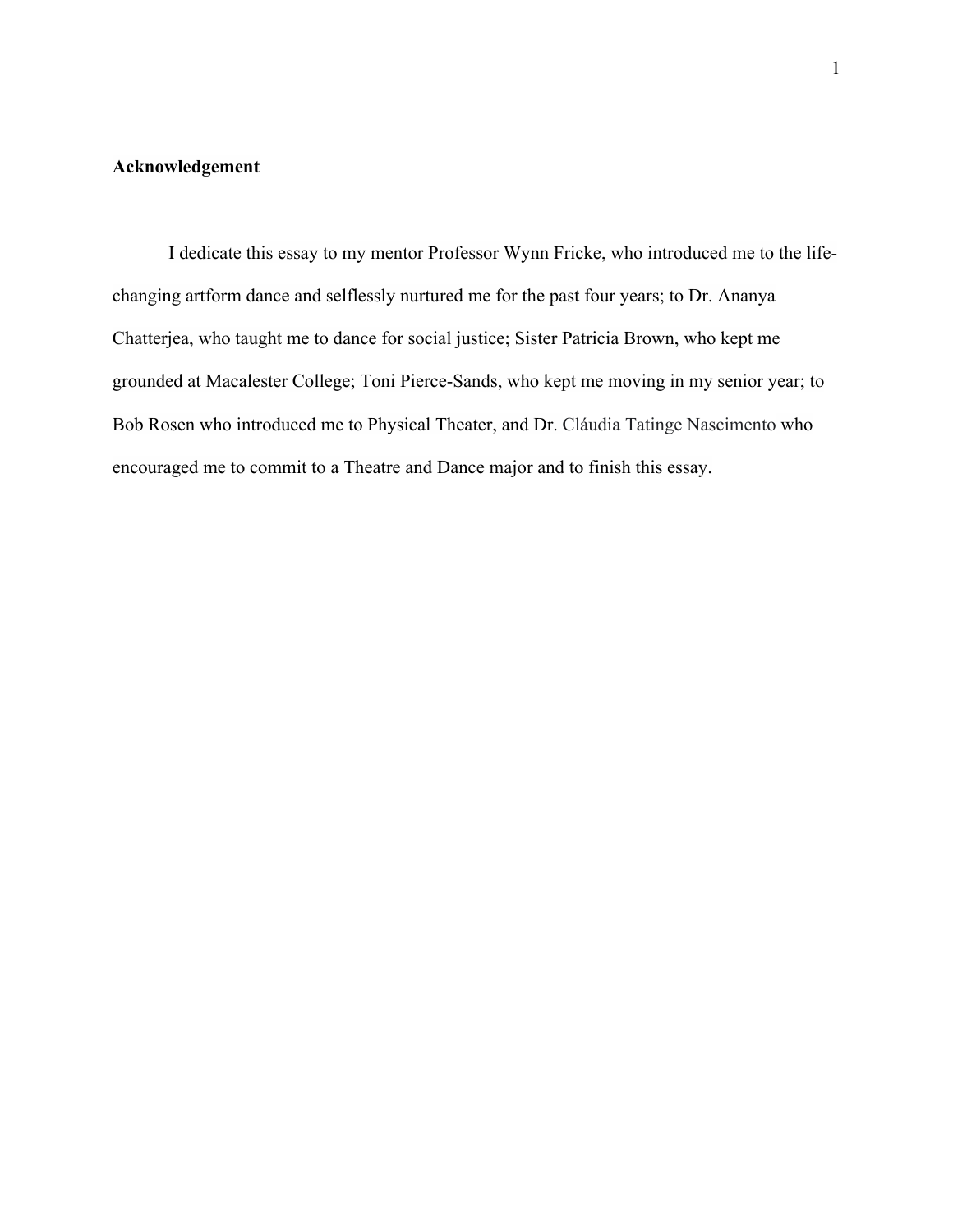**Acknowledgement**

I dedicate this essay to my mentor Professor Wynn Fricke, who introduced me to the life-changing artform dance and selflessly nurtured me for the past four years; to Dr. Ananya Chatterjea, who taught me to dance for social justice; Sister Patricia Brown, who kept me grounded at Macalester College; Toni Pierce-Sands, who kept me moving in my senior year; to Bob Rosen who introduced me to Physical Theater, and Dr. Cláudia Tatinge Nascimento who encouraged me to commit to a Theatre and Dance major and to finish this essay.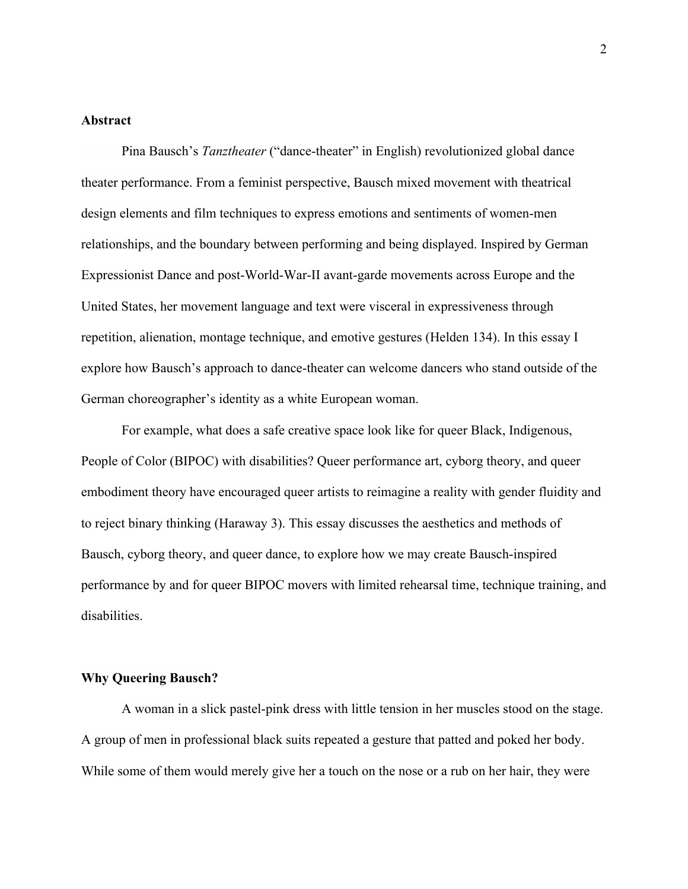## Abstract

Pina Bausch's *Tanztheater* ("dance-theater" in English) revolutionized global dance theater performance. From a feminist perspective, Bausch mixed movement with theatrical design elements and film techniques to express emotions and sentiments of women-men relationships, and the boundary between performing and being displayed. Inspired by German Expressionist Dance and post-World-War-II avant-garde movements across Europe and the United States, her movement language and text were visceral in expressiveness through repetition, alienation, montage technique, and emotive gestures (Helden 134). In this essay I explore how Bausch's approach to dance-theater can welcome dancers who stand outside of the German choreographer's identity as a white European woman.

For example, what does a safe creative space look like for queer Black, Indigenous, People of Color (BIPOC) with disabilities? Queer performance art, cyborg theory, and queer embodiment theory have encouraged queer artists to reimagine a reality with gender fluidity and to reject binary thinking (Haraway 3). This essay discusses the aesthetics and methods of Bausch, cyborg theory, and queer dance, to explore how we may create Bausch-inspired performance by and for queer BIPOC movers with limited rehearsal time, technique training, and disabilities.

## Why Queering Bausch?

A woman in a slick pastel-pink dress with little tension in her muscles stood on the stage. A group of men in professional black suits repeated a gesture that patted and poked her body. While some of them would merely give her a touch on the nose or a rub on her hair, they were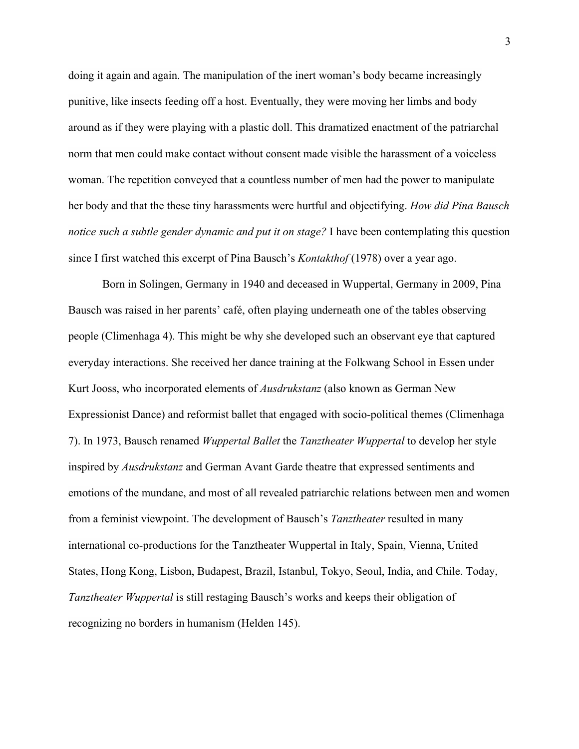doing it again and again. The manipulation of the inert woman's body became increasingly punitive, like insects feeding off a host. Eventually, they were moving her limbs and body around as if they were playing with a plastic doll. This dramatized enactment of the patriarchal norm that men could make contact without consent made visible the harassment of a voiceless woman. The repetition conveyed that a countless number of men had the power to manipulate her body and that the these tiny harassments were hurtful and objectifying. *How did Pina Bausch notice such a subtle gender dynamic and put it on stage?* I have been contemplating this question since I first watched this excerpt of Pina Bausch's *Kontakthof* (1978) over a year ago.

Born in Solingen, Germany in 1940 and deceased in Wuppertal, Germany in 2009, Pina Bausch was raised in her parents' café, often playing underneath one of the tables observing people (Climenhaga 4). This might be why she developed such an observant eye that captured everyday interactions. She received her dance training at the Folkwang School in Essen under Kurt Jooss, who incorporated elements of *Ausdrukstanz* (also known as German New Expressionist Dance) and reformist ballet that engaged with socio-political themes (Climenhaga 7). In 1973, Bausch renamed *Wuppertal Ballet* the *Tanztheater Wuppertal* to develop her style inspired by *Ausdrukstanz* and German Avant Garde theatre that expressed sentiments and emotions of the mundane, and most of all revealed patriarchic relations between men and women from a feminist viewpoint. The development of Bausch's *Tanztheater* resulted in many international co-productions for the Tanztheater Wuppertal in Italy, Spain, Vienna, United States, Hong Kong, Lisbon, Budapest, Brazil, Istanbul, Tokyo, Seoul, India, and Chile. Today, *Tanztheater Wuppertal* is still restaging Bausch's works and keeps their obligation of recognizing no borders in humanism (Helden 145).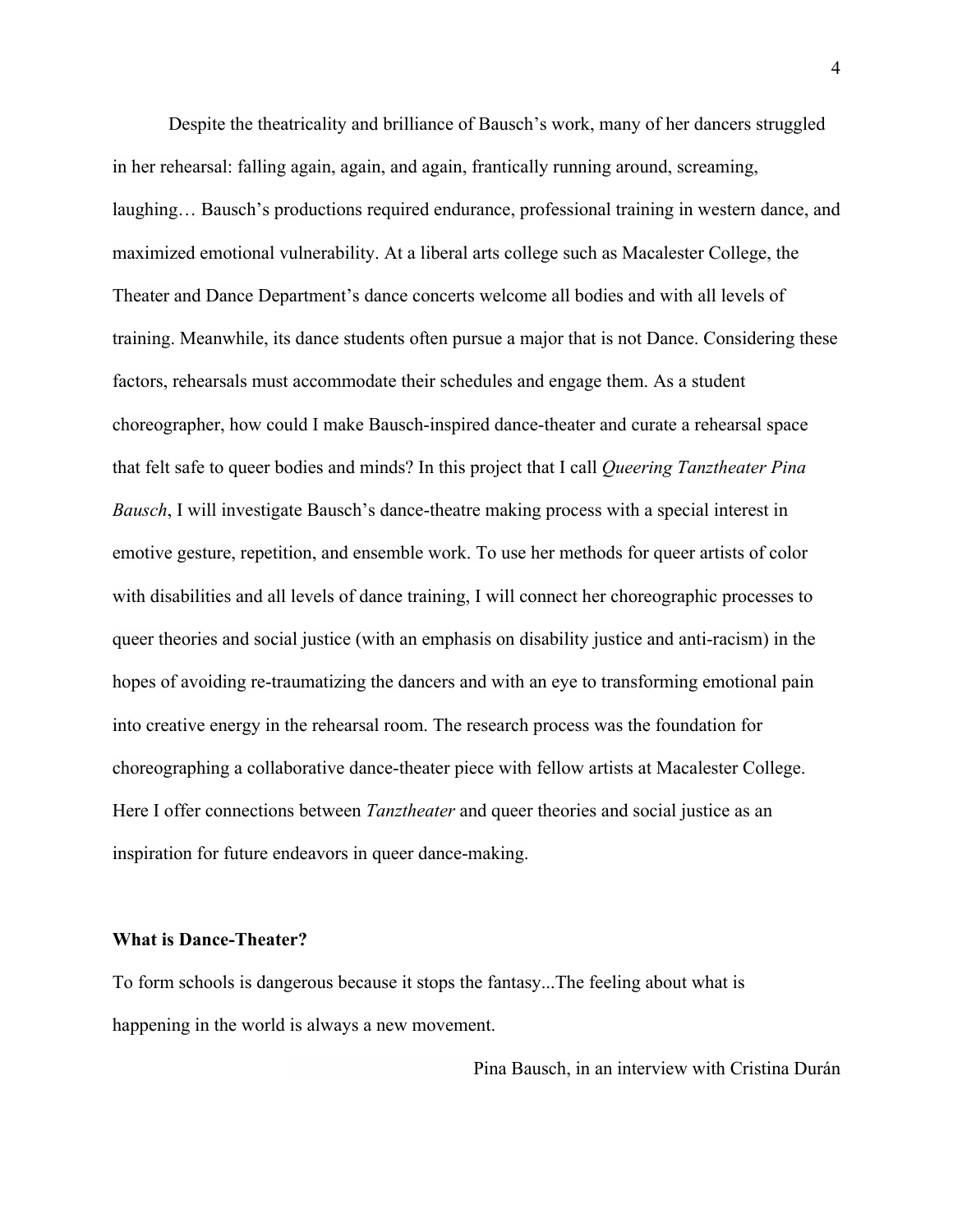Despite the theatricality and brilliance of Bausch's work, many of her dancers struggled in her rehearsal: falling again, again, and again, frantically running around, screaming, laughing… Bausch's productions required endurance, professional training in western dance, and maximized emotional vulnerability. At a liberal arts college such as Macalester College, the Theater and Dance Department's dance concerts welcome all bodies and with all levels of training. Meanwhile, its dance students often pursue a major that is not Dance. Considering these factors, rehearsals must accommodate their schedules and engage them. As a student choreographer, how could I make Bausch-inspired dance-theater and curate a rehearsal space that felt safe to queer bodies and minds? In this project that I call *Queering Tanztheater Pina Bausch*, I will investigate Bausch's dance-theatre making process with a special interest in emotive gesture, repetition, and ensemble work. To use her methods for queer artists of color with disabilities and all levels of dance training, I will connect her choreographic processes to queer theories and social justice (with an emphasis on disability justice and anti-racism) in the hopes of avoiding re-traumatizing the dancers and with an eye to transforming emotional pain into creative energy in the rehearsal room. The research process was the foundation for choreographing a collaborative dance-theater piece with fellow artists at Macalester College. Here I offer connections between *Tanztheater* and queer theories and social justice as an inspiration for future endeavors in queer dance-making.

**What is Dance-Theater?**

To form schools is dangerous because it stops the fantasy...The feeling about what is happening in the world is always a new movement.

Pina Bausch, in an interview with Cristina Durán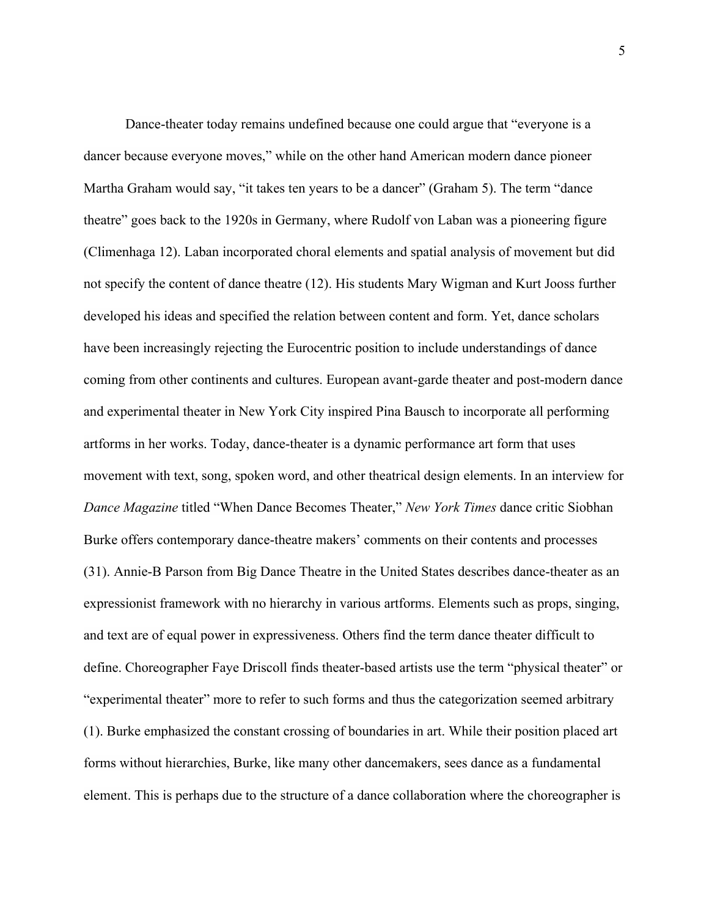Dance-theater today remains undefined because one could argue that "everyone is a dancer because everyone moves," while on the other hand American modern dance pioneer Martha Graham would say, "it takes ten years to be a dancer" (Graham 5). The term "dance theatre" goes back to the 1920s in Germany, where Rudolf von Laban was a pioneering figure (Climenhaga 12). Laban incorporated choral elements and spatial analysis of movement but did not specify the content of dance theatre (12). His students Mary Wigman and Kurt Jooss further developed his ideas and specified the relation between content and form. Yet, dance scholars have been increasingly rejecting the Eurocentric position to include understandings of dance coming from other continents and cultures. European avant-garde theater and post-modern dance and experimental theater in New York City inspired Pina Bausch to incorporate all performing artforms in her works. Today, dance-theater is a dynamic performance art form that uses movement with text, song, spoken word, and other theatrical design elements. In an interview for *Dance Magazine* titled "When Dance Becomes Theater," *New York Times* dance critic Siobhan Burke offers contemporary dance-theatre makers' comments on their contents and processes (31). Annie-B Parson from Big Dance Theatre in the United States describes dance-theater as an expressionist framework with no hierarchy in various artforms. Elements such as props, singing, and text are of equal power in expressiveness. Others find the term dance theater difficult to define. Choreographer Faye Driscoll finds theater-based artists use the term "physical theater" or "experimental theater" more to refer to such forms and thus the categorization seemed arbitrary (1). Burke emphasized the constant crossing of boundaries in art. While their position placed art forms without hierarchies, Burke, like many other dancemakers, sees dance as a fundamental element. This is perhaps due to the structure of a dance collaboration where the choreographer is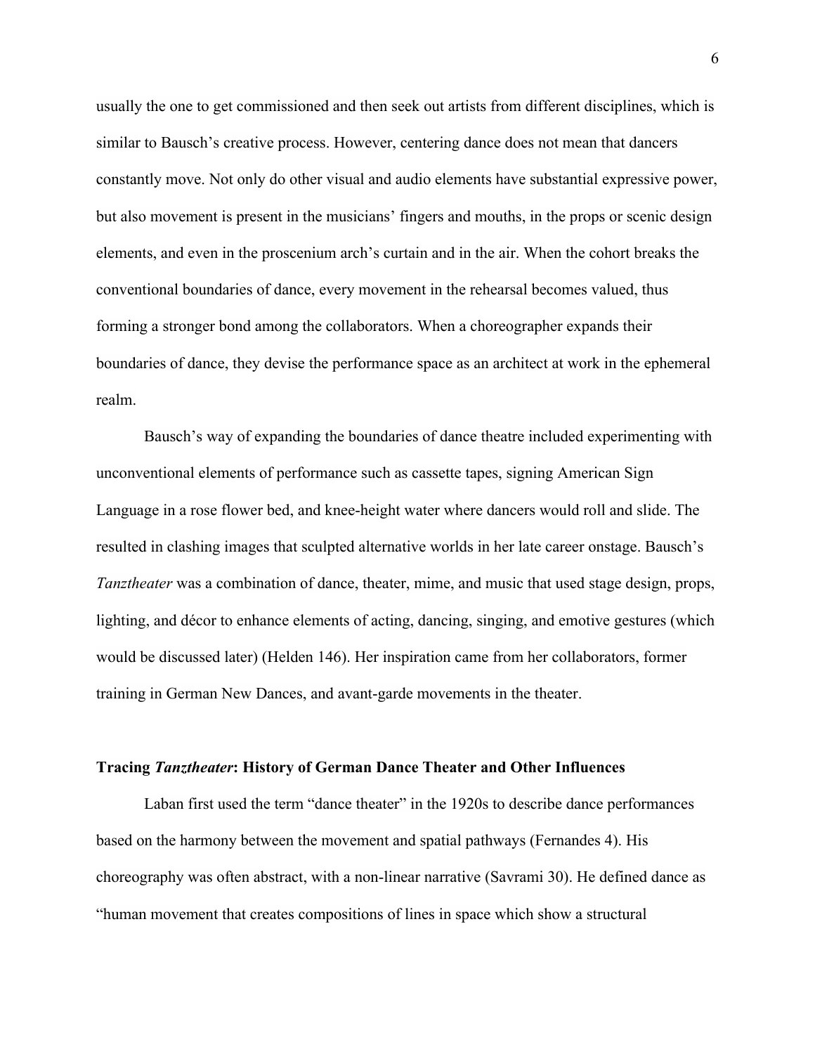usually the one to get commissioned and then seek out artists from different disciplines, which is similar to Bausch's creative process. However, centering dance does not mean that dancers constantly move. Not only do other visual and audio elements have substantial expressive power, but also movement is present in the musicians' fingers and mouths, in the props or scenic design elements, and even in the proscenium arch's curtain and in the air. When the cohort breaks the conventional boundaries of dance, every movement in the rehearsal becomes valued, thus forming a stronger bond among the collaborators. When a choreographer expands their boundaries of dance, they devise the performance space as an architect at work in the ephemeral realm.

Bausch's way of expanding the boundaries of dance theatre included experimenting with unconventional elements of performance such as cassette tapes, signing American Sign Language in a rose flower bed, and knee-height water where dancers would roll and slide. The resulted in clashing images that sculpted alternative worlds in her late career onstage. Bausch's *Tanztheater* was a combination of dance, theater, mime, and music that used stage design, props, lighting, and décor to enhance elements of acting, dancing, singing, and emotive gestures (which would be discussed later) (Helden 146). Her inspiration came from her collaborators, former training in German New Dances, and avant-garde movements in the theater.

### Tracing *Tanztheater*: History of German Dance Theater and Other Influences

Laban first used the term "dance theater" in the 1920s to describe dance performances based on the harmony between the movement and spatial pathways (Fernandes 4). His choreography was often abstract, with a non-linear narrative (Savrami 30). He defined dance as "human movement that creates compositions of lines in space which show a structural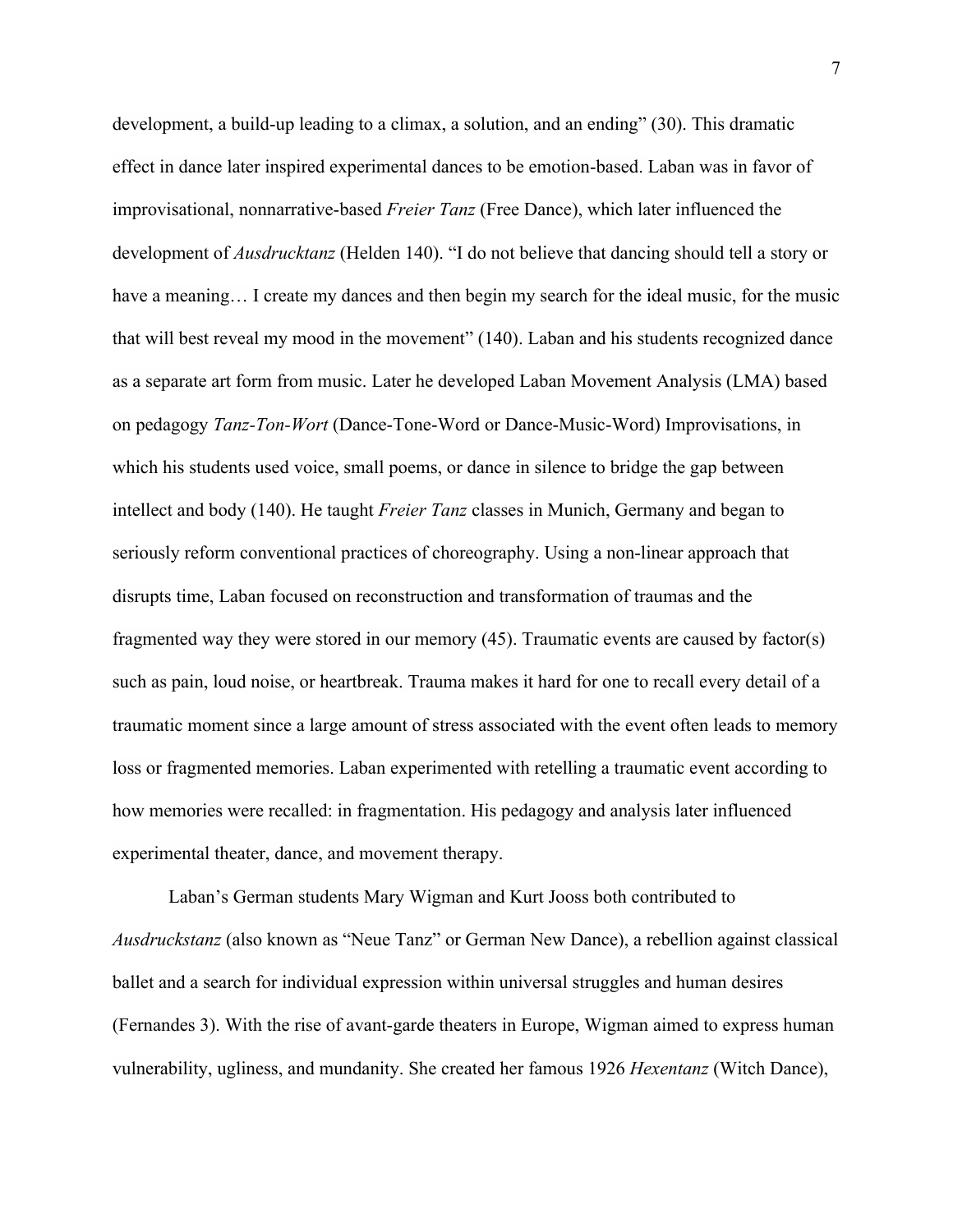development, a build-up leading to a climax, a solution, and an ending" (30). This dramatic effect in dance later inspired experimental dances to be emotion-based. Laban was in favor of improvisational, nonnarrative-based *Freier Tanz* (Free Dance), which later influenced the development of *Ausdrucktanz* (Helden 140). "I do not believe that dancing should tell a story or have a meaning… I create my dances and then begin my search for the ideal music, for the music that will best reveal my mood in the movement" (140). Laban and his students recognized dance as a separate art form from music. Later he developed Laban Movement Analysis (LMA) based on pedagogy *Tanz-Ton-Wort* (Dance-Tone-Word or Dance-Music-Word) Improvisations, in which his students used voice, small poems, or dance in silence to bridge the gap between intellect and body (140). He taught *Freier Tanz* classes in Munich, Germany and began to seriously reform conventional practices of choreography. Using a non-linear approach that disrupts time, Laban focused on reconstruction and transformation of traumas and the fragmented way they were stored in our memory (45). Traumatic events are caused by factor(s) such as pain, loud noise, or heartbreak. Trauma makes it hard for one to recall every detail of a traumatic moment since a large amount of stress associated with the event often leads to memory loss or fragmented memories. Laban experimented with retelling a traumatic event according to how memories were recalled: in fragmentation. His pedagogy and analysis later influenced experimental theater, dance, and movement therapy.

Laban's German students Mary Wigman and Kurt Jooss both contributed to *Ausdruckstanz* (also known as "Neue Tanz" or German New Dance), a rebellion against classical ballet and a search for individual expression within universal struggles and human desires (Fernandes 3). With the rise of avant-garde theaters in Europe, Wigman aimed to express human vulnerability, ugliness, and mundanity. She created her famous 1926 *Hexentanz* (Witch Dance),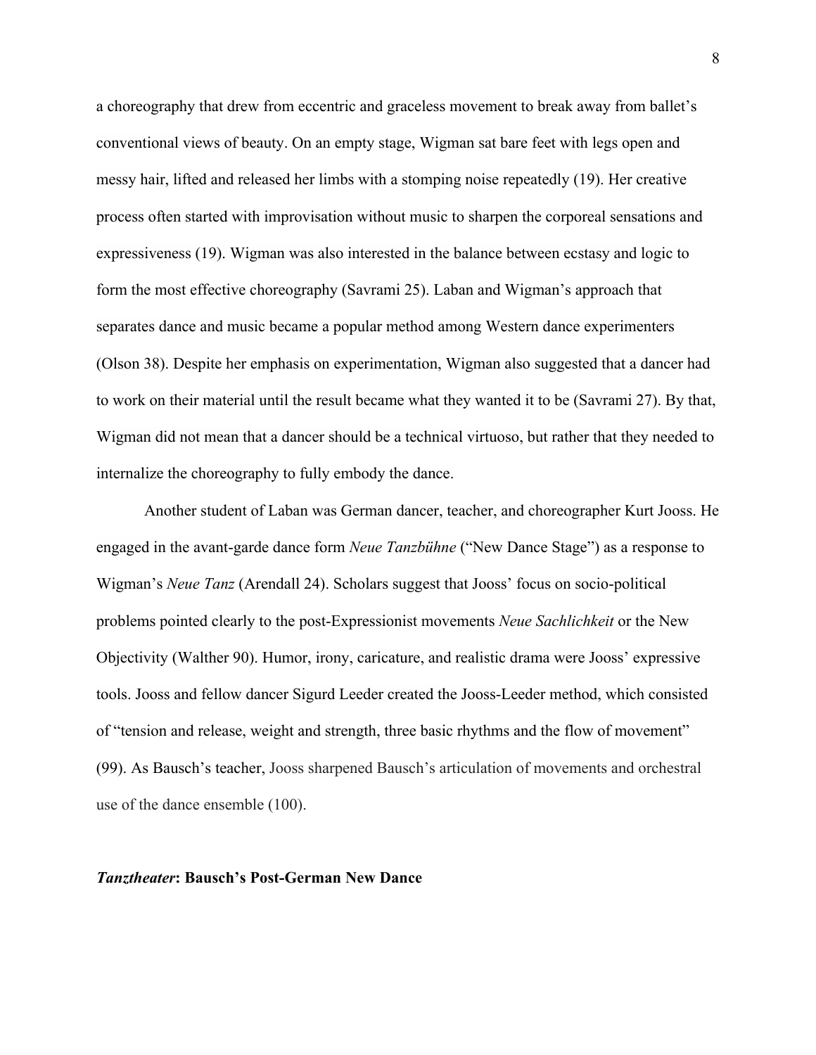a choreography that drew from eccentric and graceless movement to break away from ballet's conventional views of beauty. On an empty stage, Wigman sat bare feet with legs open and messy hair, lifted and released her limbs with a stomping noise repeatedly (19). Her creative process often started with improvisation without music to sharpen the corporeal sensations and expressiveness (19). Wigman was also interested in the balance between ecstasy and logic to form the most effective choreography (Savrami 25). Laban and Wigman's approach that separates dance and music became a popular method among Western dance experimenters (Olson 38). Despite her emphasis on experimentation, Wigman also suggested that a dancer had to work on their material until the result became what they wanted it to be (Savrami 27). By that, Wigman did not mean that a dancer should be a technical virtuoso, but rather that they needed to internalize the choreography to fully embody the dance.

Another student of Laban was German dancer, teacher, and choreographer Kurt Jooss. He engaged in the avant-garde dance form *Neue Tanzbühne* ("New Dance Stage") as a response to Wigman's *Neue Tanz* (Arendall 24). Scholars suggest that Jooss' focus on socio-political problems pointed clearly to the post-Expressionist movements *Neue Sachlichkeit* or the New Objectivity (Walther 90). Humor, irony, caricature, and realistic drama were Jooss' expressive tools. Jooss and fellow dancer Sigurd Leeder created the Jooss-Leeder method, which consisted of "tension and release, weight and strength, three basic rhythms and the flow of movement" (99). As Bausch's teacher, Jooss sharpened Bausch's articulation of movements and orchestral use of the dance ensemble (100).

## ***Tanztheater*: Bausch's Post-German New Dance**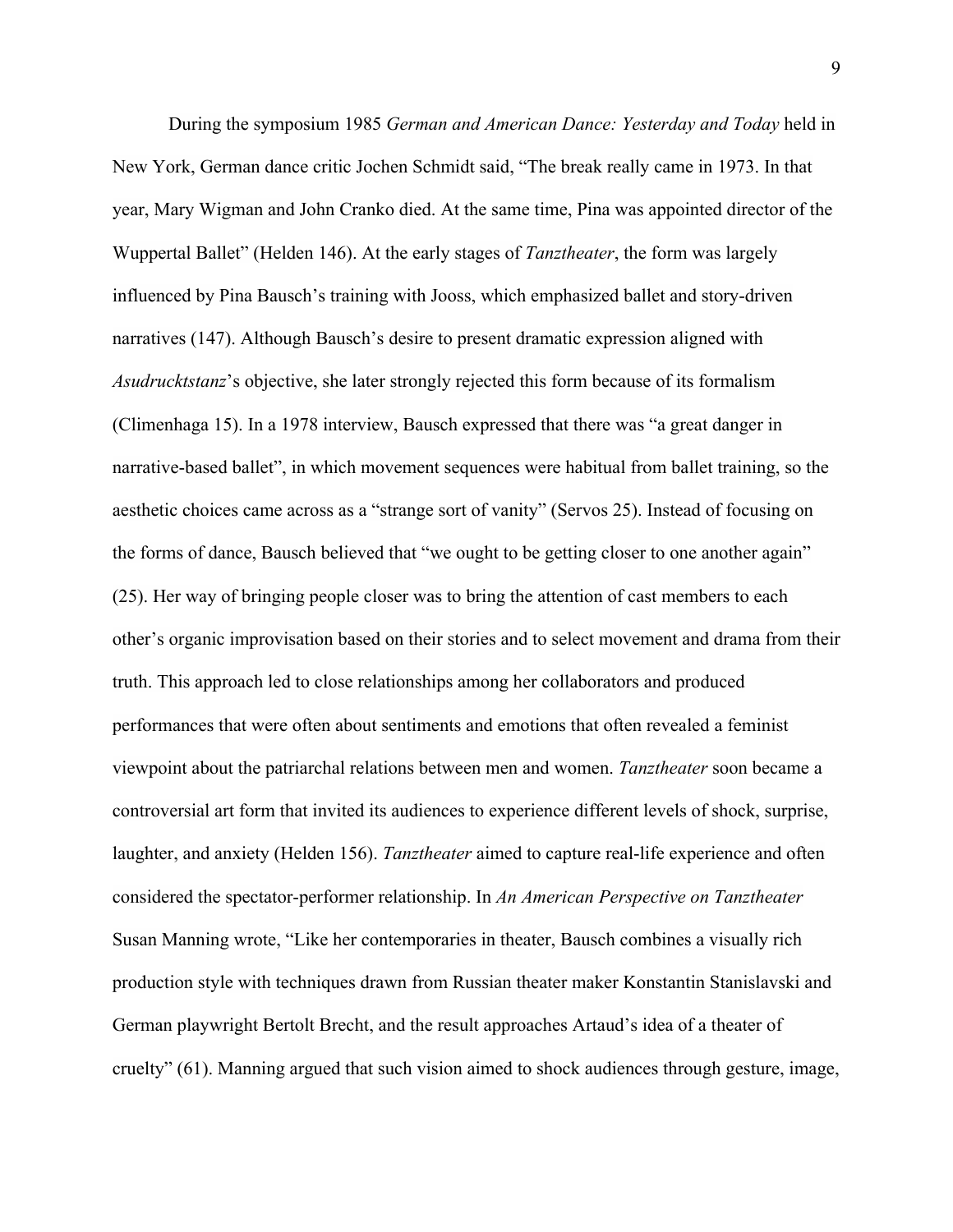During the symposium 1985 *German and American Dance: Yesterday and Today* held in New York, German dance critic Jochen Schmidt said, "The break really came in 1973. In that year, Mary Wigman and John Cranko died. At the same time, Pina was appointed director of the Wuppertal Ballet" (Helden 146). At the early stages of *Tanztheater*, the form was largely influenced by Pina Bausch's training with Jooss, which emphasized ballet and story-driven narratives (147). Although Bausch's desire to present dramatic expression aligned with *Asudrucktstanz*'s objective, she later strongly rejected this form because of its formalism (Climenhaga 15). In a 1978 interview, Bausch expressed that there was "a great danger in narrative-based ballet", in which movement sequences were habitual from ballet training, so the aesthetic choices came across as a "strange sort of vanity" (Servos 25). Instead of focusing on the forms of dance, Bausch believed that "we ought to be getting closer to one another again" (25). Her way of bringing people closer was to bring the attention of cast members to each other's organic improvisation based on their stories and to select movement and drama from their truth. This approach led to close relationships among her collaborators and produced performances that were often about sentiments and emotions that often revealed a feminist viewpoint about the patriarchal relations between men and women. *Tanztheater* soon became a controversial art form that invited its audiences to experience different levels of shock, surprise, laughter, and anxiety (Helden 156). *Tanztheater* aimed to capture real-life experience and often considered the spectator-performer relationship. In *An American Perspective on Tanztheater* Susan Manning wrote, "Like her contemporaries in theater, Bausch combines a visually rich production style with techniques drawn from Russian theater maker Konstantin Stanislavski and German playwright Bertolt Brecht, and the result approaches Artaud's idea of a theater of cruelty" (61). Manning argued that such vision aimed to shock audiences through gesture, image,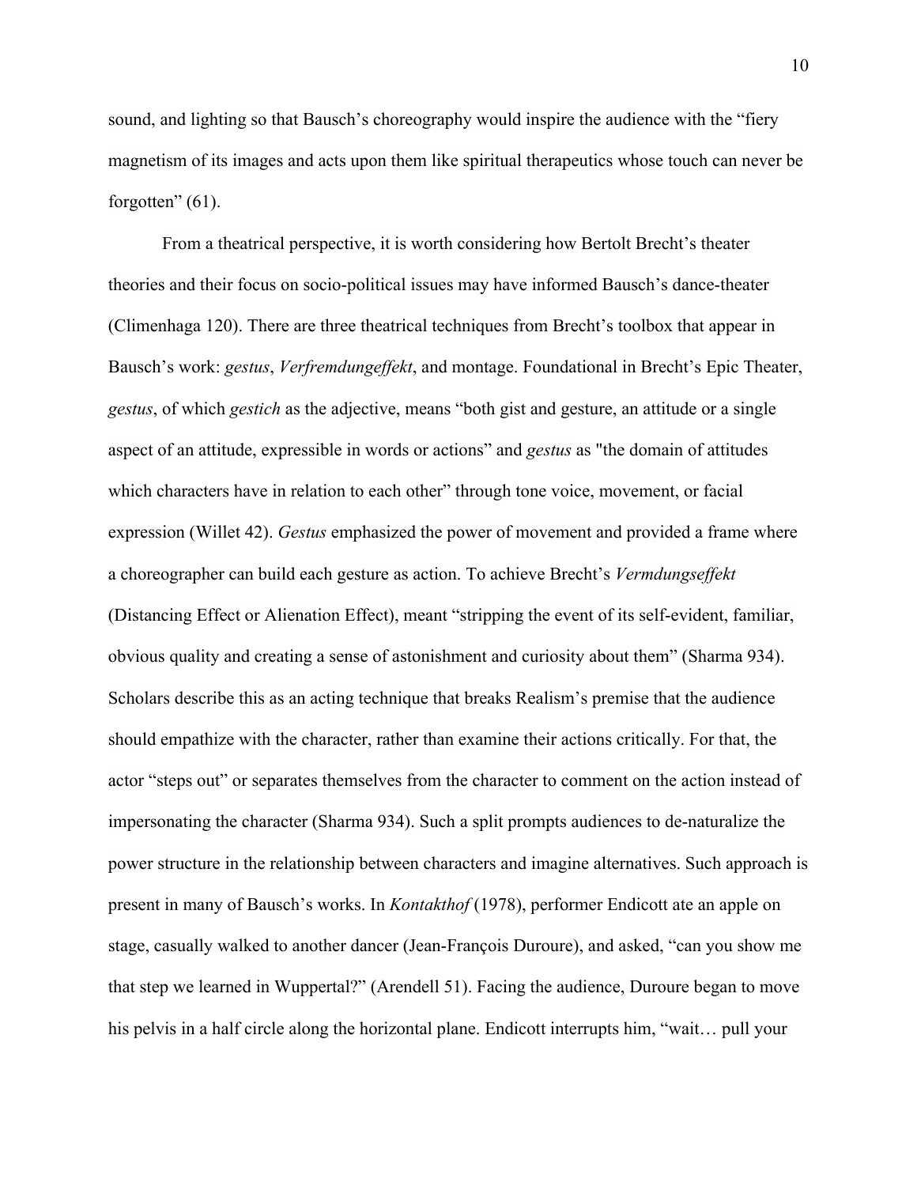sound, and lighting so that Bausch's choreography would inspire the audience with the "fiery magnetism of its images and acts upon them like spiritual therapeutics whose touch can never be forgotten" (61).

From a theatrical perspective, it is worth considering how Bertolt Brecht's theater theories and their focus on socio-political issues may have informed Bausch's dance-theater (Climenhaga 120). There are three theatrical techniques from Brecht's toolbox that appear in Bausch's work: *gestus*, *Verfremdungeffekt*, and montage. Foundational in Brecht's Epic Theater, *gestus*, of which *gestich* as the adjective, means "both gist and gesture, an attitude or a single aspect of an attitude, expressible in words or actions" and *gestus* as "the domain of attitudes which characters have in relation to each other" through tone voice, movement, or facial expression (Willet 42). *Gestus* emphasized the power of movement and provided a frame where a choreographer can build each gesture as action. To achieve Brecht's *Vermdungseffekt* (Distancing Effect or Alienation Effect), meant "stripping the event of its self-evident, familiar, obvious quality and creating a sense of astonishment and curiosity about them" (Sharma 934). Scholars describe this as an acting technique that breaks Realism's premise that the audience should empathize with the character, rather than examine their actions critically. For that, the actor "steps out" or separates themselves from the character to comment on the action instead of impersonating the character (Sharma 934). Such a split prompts audiences to de-naturalize the power structure in the relationship between characters and imagine alternatives. Such approach is present in many of Bausch's works. In *Kontakthof* (1978), performer Endicott ate an apple on stage, casually walked to another dancer (Jean-François Duroure), and asked, "can you show me that step we learned in Wuppertal?" (Arendell 51). Facing the audience, Duroure began to move his pelvis in a half circle along the horizontal plane. Endicott interrupts him, "wait… pull your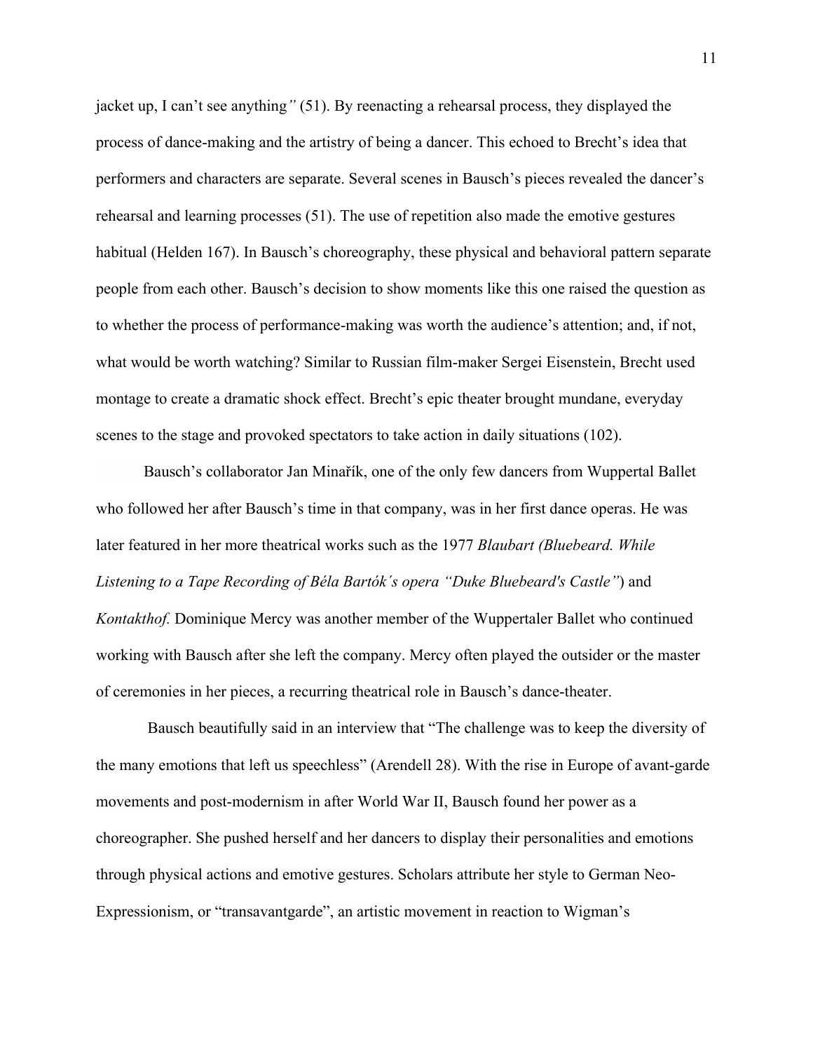jacket up, I can't see anything" (51). By reenacting a rehearsal process, they displayed the process of dance-making and the artistry of being a dancer. This echoed to Brecht's idea that performers and characters are separate. Several scenes in Bausch's pieces revealed the dancer's rehearsal and learning processes (51). The use of repetition also made the emotive gestures habitual (Helden 167). In Bausch's choreography, these physical and behavioral pattern separate people from each other. Bausch's decision to show moments like this one raised the question as to whether the process of performance-making was worth the audience's attention; and, if not, what would be worth watching? Similar to Russian film-maker Sergei Eisenstein, Brecht used montage to create a dramatic shock effect. Brecht's epic theater brought mundane, everyday scenes to the stage and provoked spectators to take action in daily situations (102).

Bausch's collaborator Jan Minařík, one of the only few dancers from Wuppertal Ballet who followed her after Bausch's time in that company, was in her first dance operas. He was later featured in her more theatrical works such as the 1977 *Blaubart (Bluebeard. While Listening to a Tape Recording of Béla Bartók's opera "Duke Bluebeard's Castle"*) and *Kontakthof.* Dominique Mercy was another member of the Wuppertaler Ballet who continued working with Bausch after she left the company. Mercy often played the outsider or the master of ceremonies in her pieces, a recurring theatrical role in Bausch's dance-theater.

Bausch beautifully said in an interview that "The challenge was to keep the diversity of the many emotions that left us speechless" (Arendell 28). With the rise in Europe of avant-garde movements and post-modernism in after World War II, Bausch found her power as a choreographer. She pushed herself and her dancers to display their personalities and emotions through physical actions and emotive gestures. Scholars attribute her style to German Neo-Expressionism, or "transavantgarde", an artistic movement in reaction to Wigman's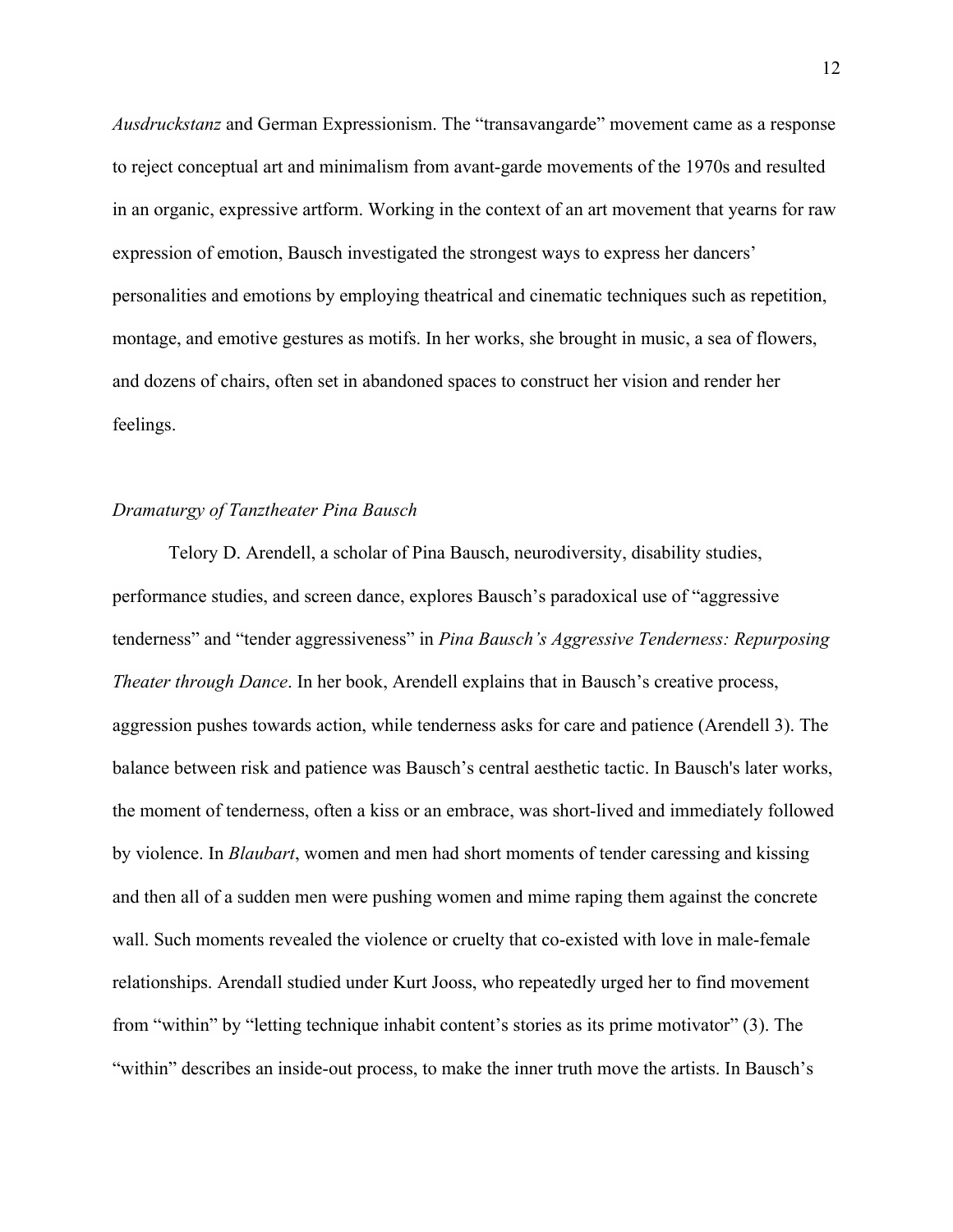*Ausdruckstanz* and German Expressionism. The “transavangarde” movement came as a response to reject conceptual art and minimalism from avant-garde movements of the 1970s and resulted in an organic, expressive artform. Working in the context of an art movement that yearns for raw expression of emotion, Bausch investigated the strongest ways to express her dancers’ personalities and emotions by employing theatrical and cinematic techniques such as repetition, montage, and emotive gestures as motifs. In her works, she brought in music, a sea of flowers, and dozens of chairs, often set in abandoned spaces to construct her vision and render her feelings.

*Dramaturgy of Tanztheater Pina Bausch*

Telory D. Arendell, a scholar of Pina Bausch, neurodiversity, disability studies, performance studies, and screen dance, explores Bausch’s paradoxical use of “aggressive tenderness” and “tender aggressiveness” in *Pina Bausch’s Aggressive Tenderness: Repurposing Theater through Dance*. In her book, Arendell explains that in Bausch’s creative process, aggression pushes towards action, while tenderness asks for care and patience (Arendell 3). The balance between risk and patience was Bausch’s central aesthetic tactic. In Bausch's later works, the moment of tenderness, often a kiss or an embrace, was short-lived and immediately followed by violence. In *Blaubart*, women and men had short moments of tender caressing and kissing and then all of a sudden men were pushing women and mime raping them against the concrete wall. Such moments revealed the violence or cruelty that co-existed with love in male-female relationships. Arendall studied under Kurt Jooss, who repeatedly urged her to find movement from “within” by “letting technique inhabit content’s stories as its prime motivator” (3). The “within” describes an inside-out process, to make the inner truth move the artists. In Bausch’s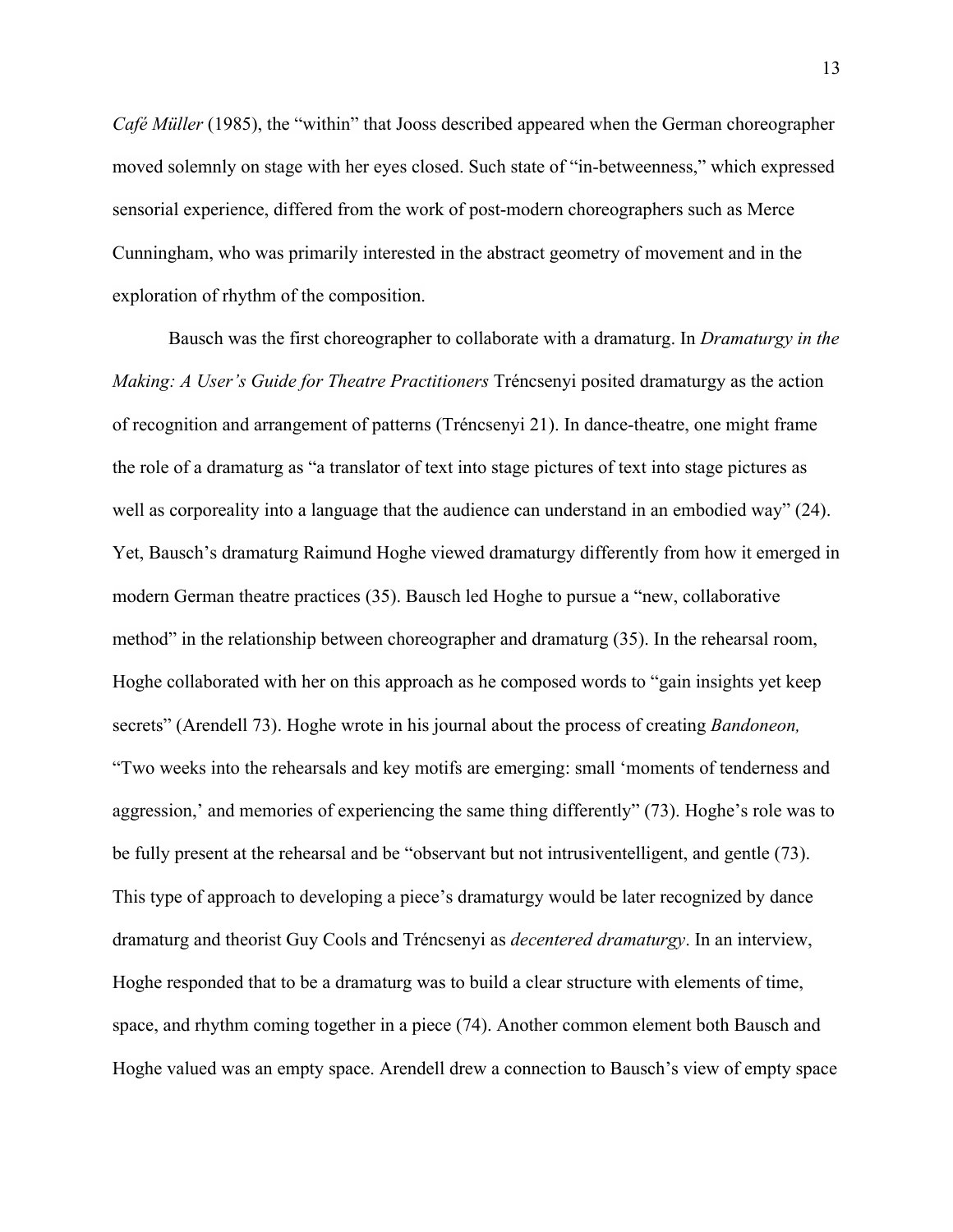*Café Müller* (1985), the "within" that Jooss described appeared when the German choreographer moved solemnly on stage with her eyes closed. Such state of "in-betweenness," which expressed sensorial experience, differed from the work of post-modern choreographers such as Merce Cunningham, who was primarily interested in the abstract geometry of movement and in the exploration of rhythm of the composition.

Bausch was the first choreographer to collaborate with a dramaturg. In *Dramaturgy in the Making: A User's Guide for Theatre Practitioners* Tréncsenyi posited dramaturgy as the action of recognition and arrangement of patterns (Tréncsenyi 21). In dance-theatre, one might frame the role of a dramaturg as "a translator of text into stage pictures of text into stage pictures as well as corporeality into a language that the audience can understand in an embodied way" (24). Yet, Bausch's dramaturg Raimund Hoghe viewed dramaturgy differently from how it emerged in modern German theatre practices (35). Bausch led Hoghe to pursue a "new, collaborative method" in the relationship between choreographer and dramaturg (35). In the rehearsal room, Hoghe collaborated with her on this approach as he composed words to "gain insights yet keep secrets" (Arendell 73). Hoghe wrote in his journal about the process of creating *Bandoneon,* "Two weeks into the rehearsals and key motifs are emerging: small 'moments of tenderness and aggression,' and memories of experiencing the same thing differently" (73). Hoghe's role was to be fully present at the rehearsal and be "observant but not intrusiventelligent, and gentle (73). This type of approach to developing a piece's dramaturgy would be later recognized by dance dramaturg and theorist Guy Cools and Tréncsenyi as *decentered dramaturgy*. In an interview, Hoghe responded that to be a dramaturg was to build a clear structure with elements of time, space, and rhythm coming together in a piece (74). Another common element both Bausch and Hoghe valued was an empty space. Arendell drew a connection to Bausch's view of empty space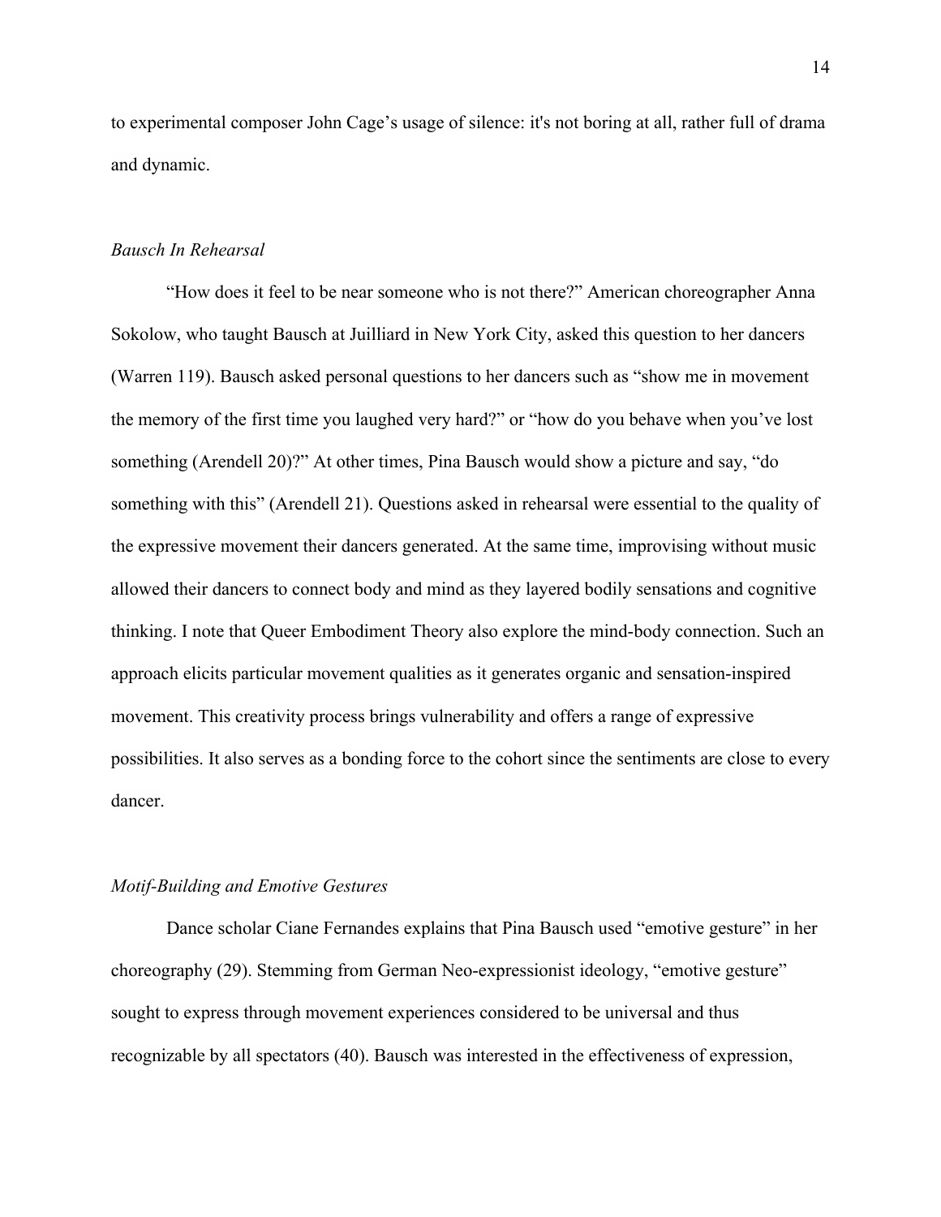to experimental composer John Cage's usage of silence: it's not boring at all, rather full of drama and dynamic.

*Bausch In Rehearsal*

"How does it feel to be near someone who is not there?" American choreographer Anna Sokolow, who taught Bausch at Juilliard in New York City, asked this question to her dancers (Warren 119). Bausch asked personal questions to her dancers such as "show me in movement the memory of the first time you laughed very hard?" or "how do you behave when you've lost something (Arendell 20)?" At other times, Pina Bausch would show a picture and say, "do something with this" (Arendell 21). Questions asked in rehearsal were essential to the quality of the expressive movement their dancers generated. At the same time, improvising without music allowed their dancers to connect body and mind as they layered bodily sensations and cognitive thinking. I note that Queer Embodiment Theory also explore the mind-body connection. Such an approach elicits particular movement qualities as it generates organic and sensation-inspired movement. This creativity process brings vulnerability and offers a range of expressive possibilities. It also serves as a bonding force to the cohort since the sentiments are close to every dancer.

*Motif-Building and Emotive Gestures*

Dance scholar Ciane Fernandes explains that Pina Bausch used "emotive gesture" in her choreography (29). Stemming from German Neo-expressionist ideology, "emotive gesture" sought to express through movement experiences considered to be universal and thus recognizable by all spectators (40). Bausch was interested in the effectiveness of expression,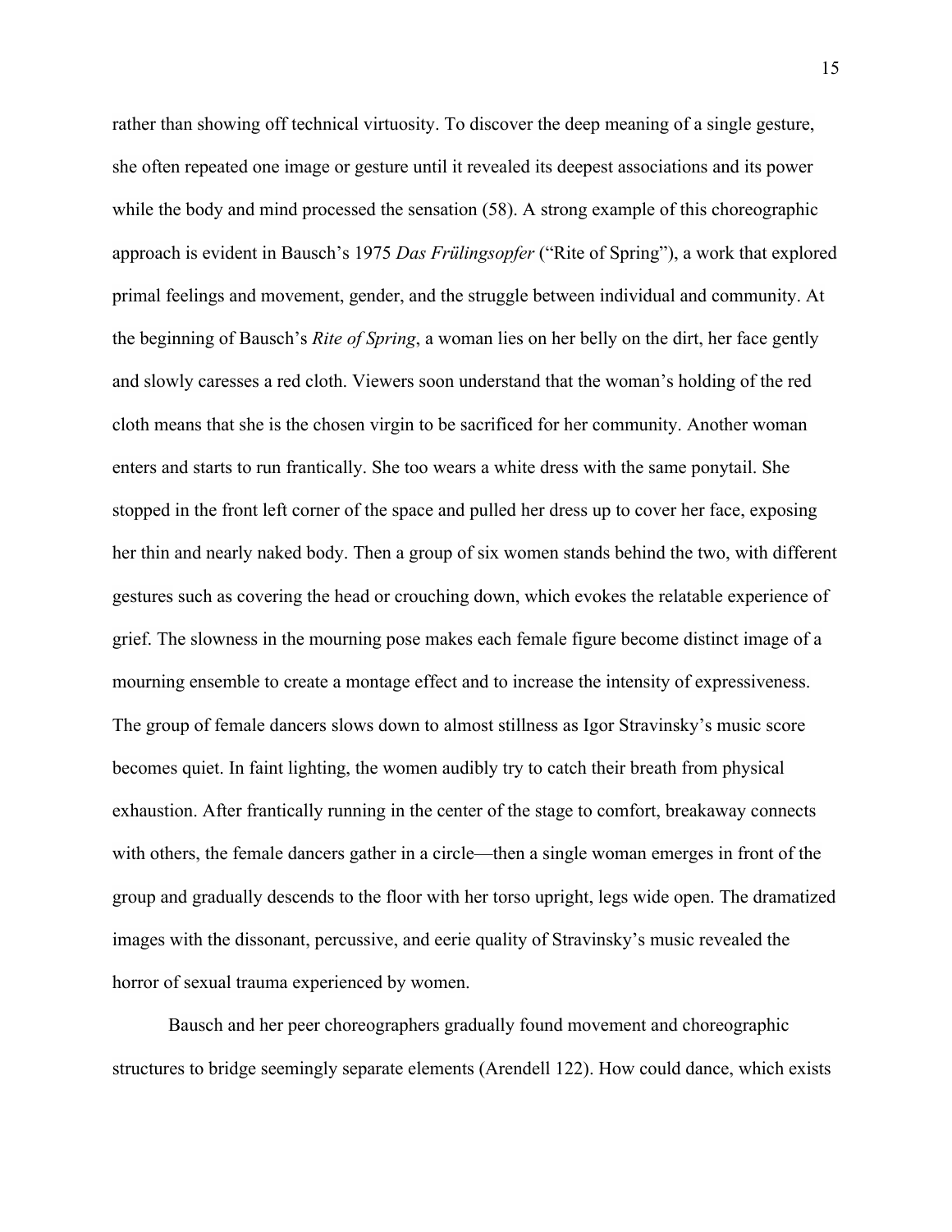rather than showing off technical virtuosity. To discover the deep meaning of a single gesture, she often repeated one image or gesture until it revealed its deepest associations and its power while the body and mind processed the sensation (58). A strong example of this choreographic approach is evident in Bausch's 1975 *Das Frülingsopfer* ("Rite of Spring"), a work that explored primal feelings and movement, gender, and the struggle between individual and community. At the beginning of Bausch's *Rite of Spring*, a woman lies on her belly on the dirt, her face gently and slowly caresses a red cloth. Viewers soon understand that the woman's holding of the red cloth means that she is the chosen virgin to be sacrificed for her community. Another woman enters and starts to run frantically. She too wears a white dress with the same ponytail. She stopped in the front left corner of the space and pulled her dress up to cover her face, exposing her thin and nearly naked body. Then a group of six women stands behind the two, with different gestures such as covering the head or crouching down, which evokes the relatable experience of grief. The slowness in the mourning pose makes each female figure become distinct image of a mourning ensemble to create a montage effect and to increase the intensity of expressiveness. The group of female dancers slows down to almost stillness as Igor Stravinsky's music score becomes quiet. In faint lighting, the women audibly try to catch their breath from physical exhaustion. After frantically running in the center of the stage to comfort, breakaway connects with others, the female dancers gather in a circle—then a single woman emerges in front of the group and gradually descends to the floor with her torso upright, legs wide open. The dramatized images with the dissonant, percussive, and eerie quality of Stravinsky's music revealed the horror of sexual trauma experienced by women.

Bausch and her peer choreographers gradually found movement and choreographic structures to bridge seemingly separate elements (Arendell 122). How could dance, which exists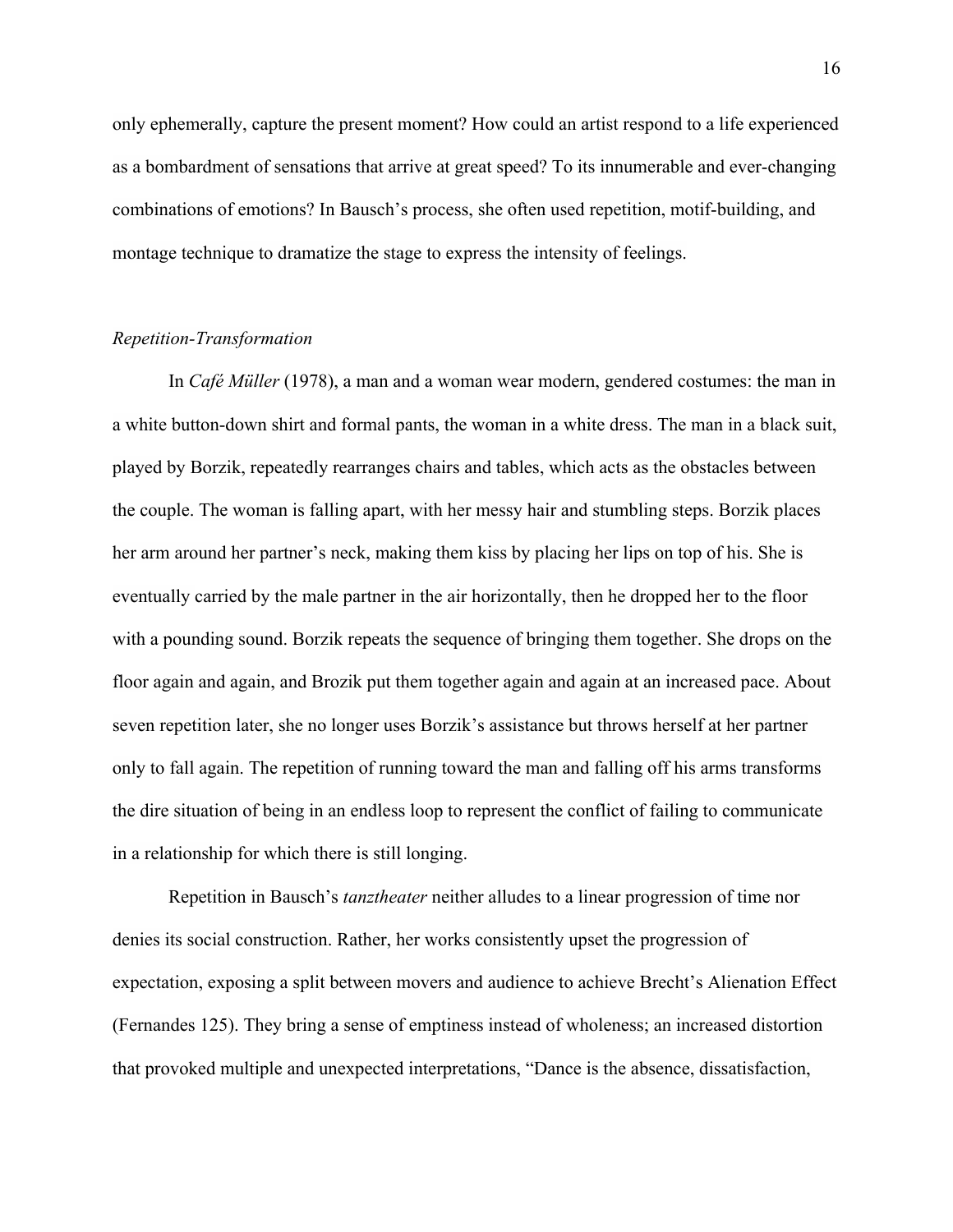only ephemerally, capture the present moment? How could an artist respond to a life experienced as a bombardment of sensations that arrive at great speed? To its innumerable and ever-changing combinations of emotions? In Bausch's process, she often used repetition, motif-building, and montage technique to dramatize the stage to express the intensity of feelings.

*Repetition-Transformation*

In *Café Müller* (1978), a man and a woman wear modern, gendered costumes: the man in a white button-down shirt and formal pants, the woman in a white dress. The man in a black suit, played by Borzik, repeatedly rearranges chairs and tables, which acts as the obstacles between the couple. The woman is falling apart, with her messy hair and stumbling steps. Borzik places her arm around her partner's neck, making them kiss by placing her lips on top of his. She is eventually carried by the male partner in the air horizontally, then he dropped her to the floor with a pounding sound. Borzik repeats the sequence of bringing them together. She drops on the floor again and again, and Brozik put them together again and again at an increased pace. About seven repetition later, she no longer uses Borzik's assistance but throws herself at her partner only to fall again. The repetition of running toward the man and falling off his arms transforms the dire situation of being in an endless loop to represent the conflict of failing to communicate in a relationship for which there is still longing.

Repetition in Bausch's *tanztheater* neither alludes to a linear progression of time nor denies its social construction. Rather, her works consistently upset the progression of expectation, exposing a split between movers and audience to achieve Brecht's Alienation Effect (Fernandes 125). They bring a sense of emptiness instead of wholeness; an increased distortion that provoked multiple and unexpected interpretations, "Dance is the absence, dissatisfaction,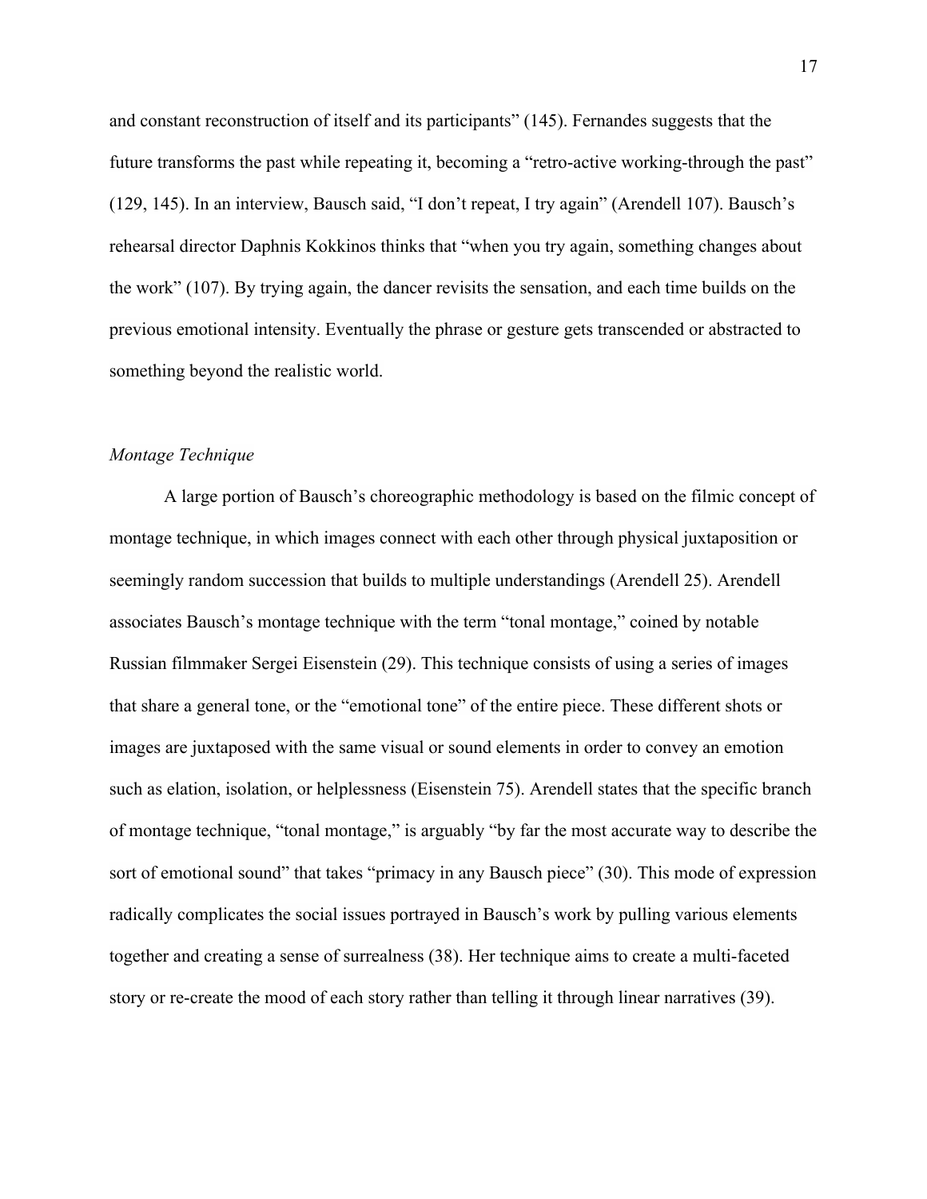and constant reconstruction of itself and its participants" (145). Fernandes suggests that the future transforms the past while repeating it, becoming a "retro-active working-through the past" (129, 145). In an interview, Bausch said, "I don't repeat, I try again" (Arendell 107). Bausch's rehearsal director Daphnis Kokkinos thinks that "when you try again, something changes about the work" (107). By trying again, the dancer revisits the sensation, and each time builds on the previous emotional intensity. Eventually the phrase or gesture gets transcended or abstracted to something beyond the realistic world.

*Montage Technique*

A large portion of Bausch's choreographic methodology is based on the filmic concept of montage technique, in which images connect with each other through physical juxtaposition or seemingly random succession that builds to multiple understandings (Arendell 25). Arendell associates Bausch's montage technique with the term "tonal montage," coined by notable Russian filmmaker Sergei Eisenstein (29). This technique consists of using a series of images that share a general tone, or the "emotional tone" of the entire piece. These different shots or images are juxtaposed with the same visual or sound elements in order to convey an emotion such as elation, isolation, or helplessness (Eisenstein 75). Arendell states that the specific branch of montage technique, "tonal montage," is arguably "by far the most accurate way to describe the sort of emotional sound" that takes "primacy in any Bausch piece" (30). This mode of expression radically complicates the social issues portrayed in Bausch's work by pulling various elements together and creating a sense of surrealness (38). Her technique aims to create a multi-faceted story or re-create the mood of each story rather than telling it through linear narratives (39).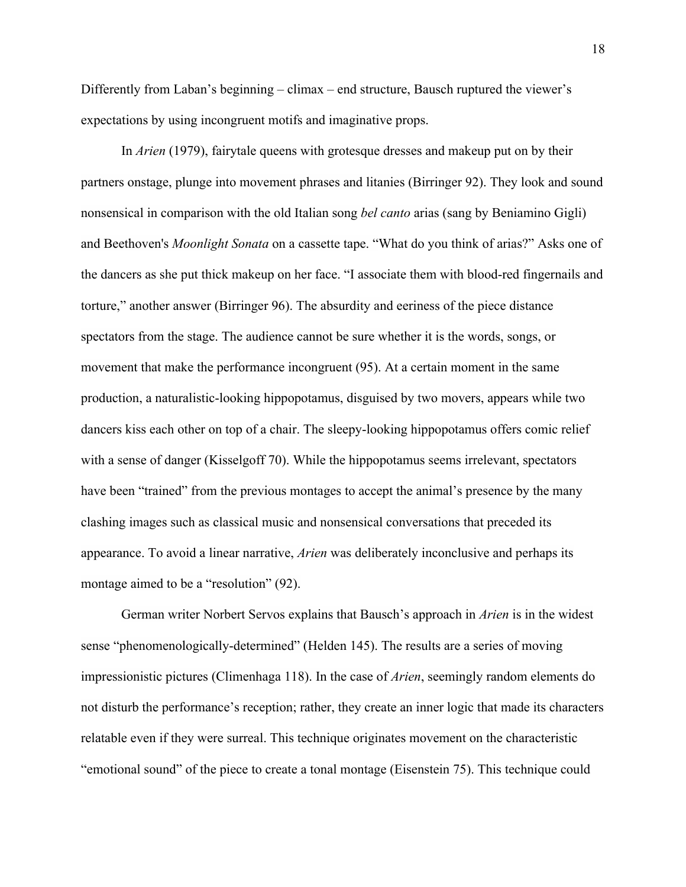Differently from Laban's beginning – climax – end structure, Bausch ruptured the viewer's expectations by using incongruent motifs and imaginative props.

In *Arien* (1979), fairytale queens with grotesque dresses and makeup put on by their partners onstage, plunge into movement phrases and litanies (Birringer 92). They look and sound nonsensical in comparison with the old Italian song *bel canto* arias (sang by Beniamino Gigli) and Beethoven's *Moonlight Sonata* on a cassette tape. "What do you think of arias?" Asks one of the dancers as she put thick makeup on her face. "I associate them with blood-red fingernails and torture," another answer (Birringer 96). The absurdity and eeriness of the piece distance spectators from the stage. The audience cannot be sure whether it is the words, songs, or movement that make the performance incongruent (95). At a certain moment in the same production, a naturalistic-looking hippopotamus, disguised by two movers, appears while two dancers kiss each other on top of a chair. The sleepy-looking hippopotamus offers comic relief with a sense of danger (Kisselgoff 70). While the hippopotamus seems irrelevant, spectators have been "trained" from the previous montages to accept the animal's presence by the many clashing images such as classical music and nonsensical conversations that preceded its appearance. To avoid a linear narrative, *Arien* was deliberately inconclusive and perhaps its montage aimed to be a "resolution" (92).

German writer Norbert Servos explains that Bausch's approach in *Arien* is in the widest sense "phenomenologically-determined" (Helden 145). The results are a series of moving impressionistic pictures (Climenhaga 118). In the case of *Arien*, seemingly random elements do not disturb the performance's reception; rather, they create an inner logic that made its characters relatable even if they were surreal. This technique originates movement on the characteristic "emotional sound" of the piece to create a tonal montage (Eisenstein 75). This technique could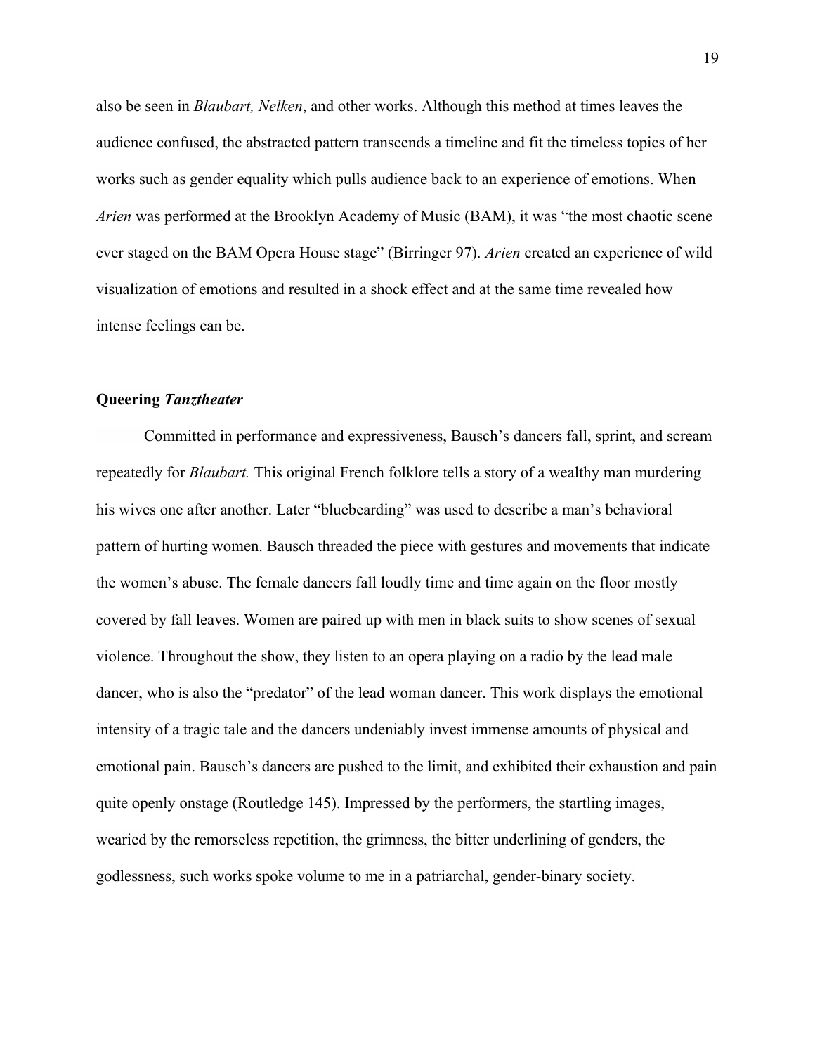also be seen in *Blaubart, Nelken*, and other works. Although this method at times leaves the audience confused, the abstracted pattern transcends a timeline and fit the timeless topics of her works such as gender equality which pulls audience back to an experience of emotions. When *Arien* was performed at the Brooklyn Academy of Music (BAM), it was "the most chaotic scene ever staged on the BAM Opera House stage" (Birringer 97). *Arien* created an experience of wild visualization of emotions and resulted in a shock effect and at the same time revealed how intense feelings can be.

**Queering *Tanztheater***

Committed in performance and expressiveness, Bausch's dancers fall, sprint, and scream repeatedly for *Blaubart.* This original French folklore tells a story of a wealthy man murdering his wives one after another. Later "bluebearding" was used to describe a man's behavioral pattern of hurting women. Bausch threaded the piece with gestures and movements that indicate the women's abuse. The female dancers fall loudly time and time again on the floor mostly covered by fall leaves. Women are paired up with men in black suits to show scenes of sexual violence. Throughout the show, they listen to an opera playing on a radio by the lead male dancer, who is also the "predator" of the lead woman dancer. This work displays the emotional intensity of a tragic tale and the dancers undeniably invest immense amounts of physical and emotional pain. Bausch's dancers are pushed to the limit, and exhibited their exhaustion and pain quite openly onstage (Routledge 145). Impressed by the performers, the startling images, wearied by the remorseless repetition, the grimness, the bitter underlining of genders, the godlessness, such works spoke volume to me in a patriarchal, gender-binary society.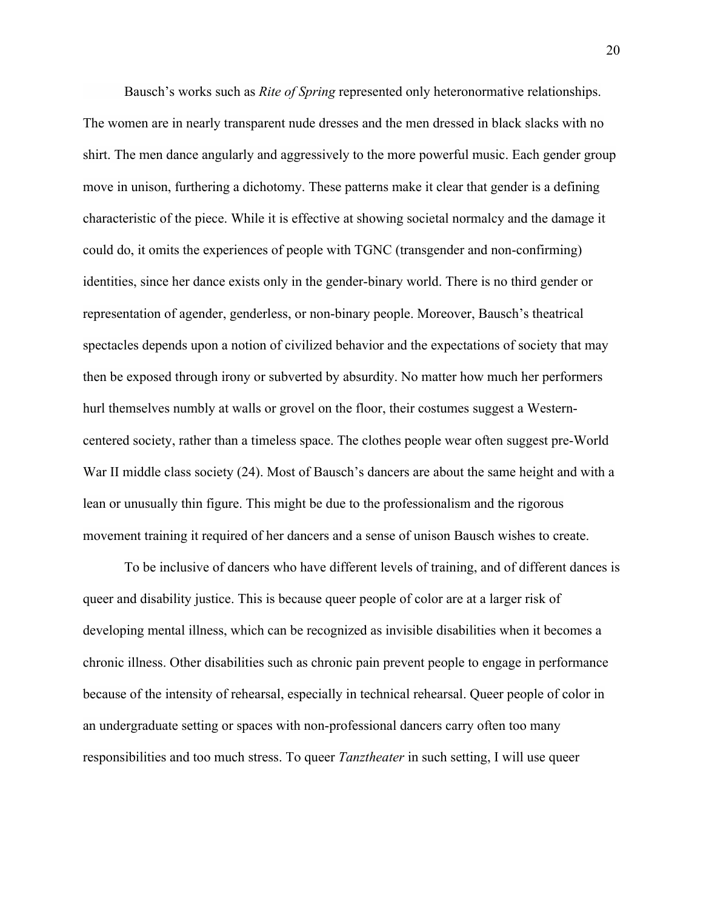Bausch's works such as *Rite of Spring* represented only heteronormative relationships. The women are in nearly transparent nude dresses and the men dressed in black slacks with no shirt. The men dance angularly and aggressively to the more powerful music. Each gender group move in unison, furthering a dichotomy. These patterns make it clear that gender is a defining characteristic of the piece. While it is effective at showing societal normalcy and the damage it could do, it omits the experiences of people with TGNC (transgender and non-confirming) identities, since her dance exists only in the gender-binary world. There is no third gender or representation of agender, genderless, or non-binary people. Moreover, Bausch's theatrical spectacles depends upon a notion of civilized behavior and the expectations of society that may then be exposed through irony or subverted by absurdity. No matter how much her performers hurl themselves numbly at walls or grovel on the floor, their costumes suggest a Western-centered society, rather than a timeless space. The clothes people wear often suggest pre-World War II middle class society (24). Most of Bausch's dancers are about the same height and with a lean or unusually thin figure. This might be due to the professionalism and the rigorous movement training it required of her dancers and a sense of unison Bausch wishes to create.

To be inclusive of dancers who have different levels of training, and of different dances is queer and disability justice. This is because queer people of color are at a larger risk of developing mental illness, which can be recognized as invisible disabilities when it becomes a chronic illness. Other disabilities such as chronic pain prevent people to engage in performance because of the intensity of rehearsal, especially in technical rehearsal. Queer people of color in an undergraduate setting or spaces with non-professional dancers carry often too many responsibilities and too much stress. To queer *Tanztheater* in such setting, I will use queer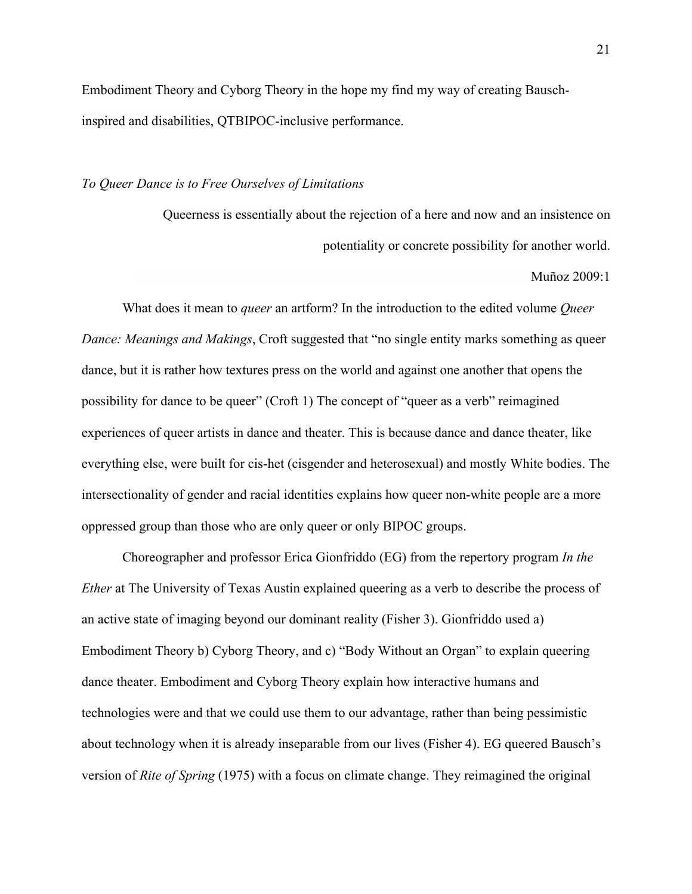Embodiment Theory and Cyborg Theory in the hope my find my way of creating Bausch-inspired and disabilities, QTBIPOC-inclusive performance.

*To Queer Dance is to Free Ourselves of Limitations*

> Queerness is essentially about the rejection of a here and now and an insistence on potentiality or concrete possibility for another world.
>
> Muñoz 2009:1

What does it mean to *queer* an artform? In the introduction to the edited volume *Queer Dance: Meanings and Makings*, Croft suggested that "no single entity marks something as queer dance, but it is rather how textures press on the world and against one another that opens the possibility for dance to be queer" (Croft 1) The concept of "queer as a verb" reimagined experiences of queer artists in dance and theater. This is because dance and dance theater, like everything else, were built for cis-het (cisgender and heterosexual) and mostly White bodies. The intersectionality of gender and racial identities explains how queer non-white people are a more oppressed group than those who are only queer or only BIPOC groups.

Choreographer and professor Erica Gionfriddo (EG) from the repertory program *In the Ether* at The University of Texas Austin explained queering as a verb to describe the process of an active state of imaging beyond our dominant reality (Fisher 3). Gionfriddo used a) Embodiment Theory b) Cyborg Theory, and c) "Body Without an Organ" to explain queering dance theater. Embodiment and Cyborg Theory explain how interactive humans and technologies were and that we could use them to our advantage, rather than being pessimistic about technology when it is already inseparable from our lives (Fisher 4). EG queered Bausch's version of *Rite of Spring* (1975) with a focus on climate change. They reimagined the original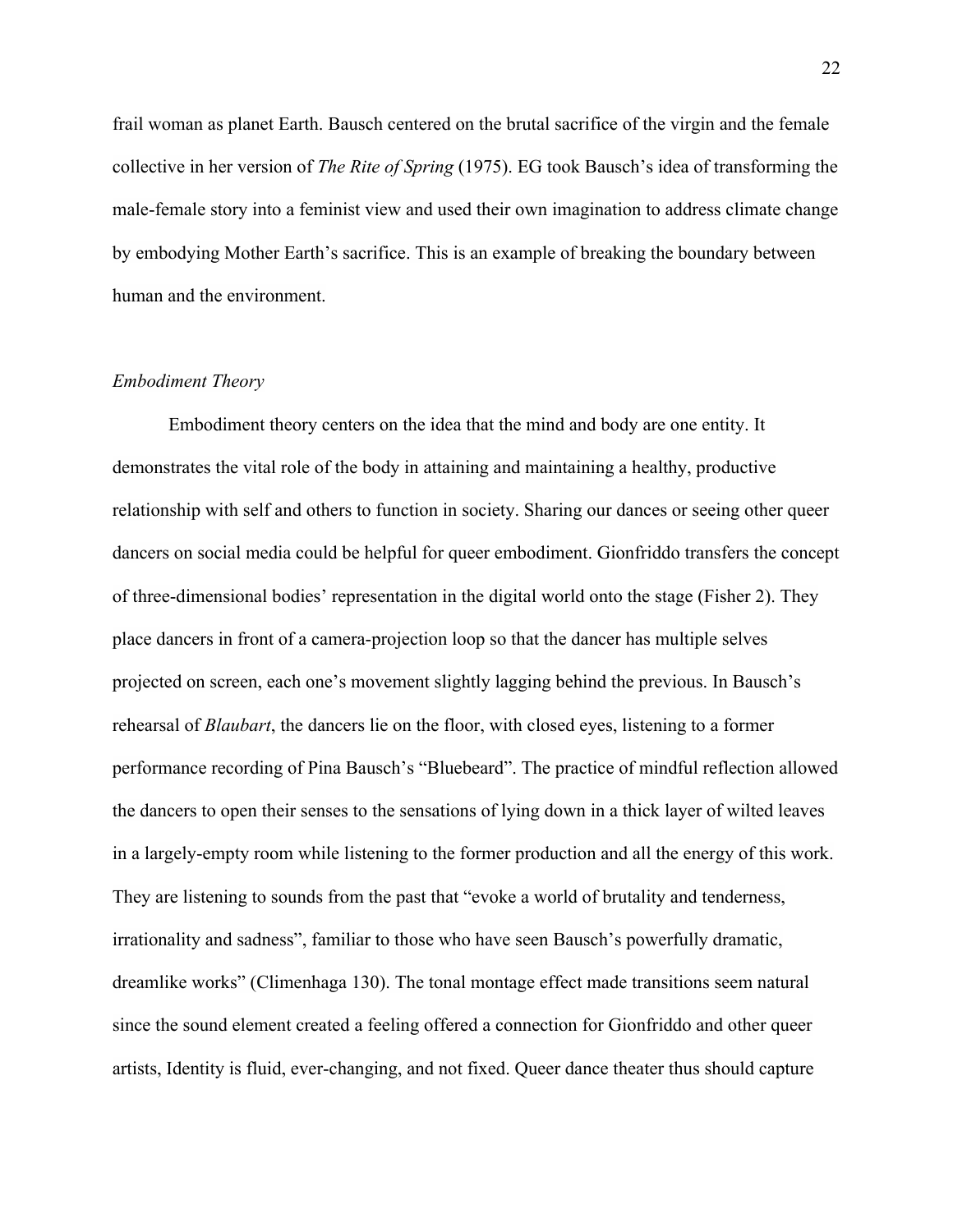frail woman as planet Earth. Bausch centered on the brutal sacrifice of the virgin and the female collective in her version of *The Rite of Spring* (1975). EG took Bausch's idea of transforming the male-female story into a feminist view and used their own imagination to address climate change by embodying Mother Earth's sacrifice. This is an example of breaking the boundary between human and the environment.

*Embodiment Theory*

Embodiment theory centers on the idea that the mind and body are one entity. It demonstrates the vital role of the body in attaining and maintaining a healthy, productive relationship with self and others to function in society. Sharing our dances or seeing other queer dancers on social media could be helpful for queer embodiment. Gionfriddo transfers the concept of three-dimensional bodies' representation in the digital world onto the stage (Fisher 2). They place dancers in front of a camera-projection loop so that the dancer has multiple selves projected on screen, each one's movement slightly lagging behind the previous. In Bausch's rehearsal of *Blaubart*, the dancers lie on the floor, with closed eyes, listening to a former performance recording of Pina Bausch's "Bluebeard". The practice of mindful reflection allowed the dancers to open their senses to the sensations of lying down in a thick layer of wilted leaves in a largely-empty room while listening to the former production and all the energy of this work. They are listening to sounds from the past that "evoke a world of brutality and tenderness, irrationality and sadness", familiar to those who have seen Bausch's powerfully dramatic, dreamlike works" (Climenhaga 130). The tonal montage effect made transitions seem natural since the sound element created a feeling offered a connection for Gionfriddo and other queer artists, Identity is fluid, ever-changing, and not fixed. Queer dance theater thus should capture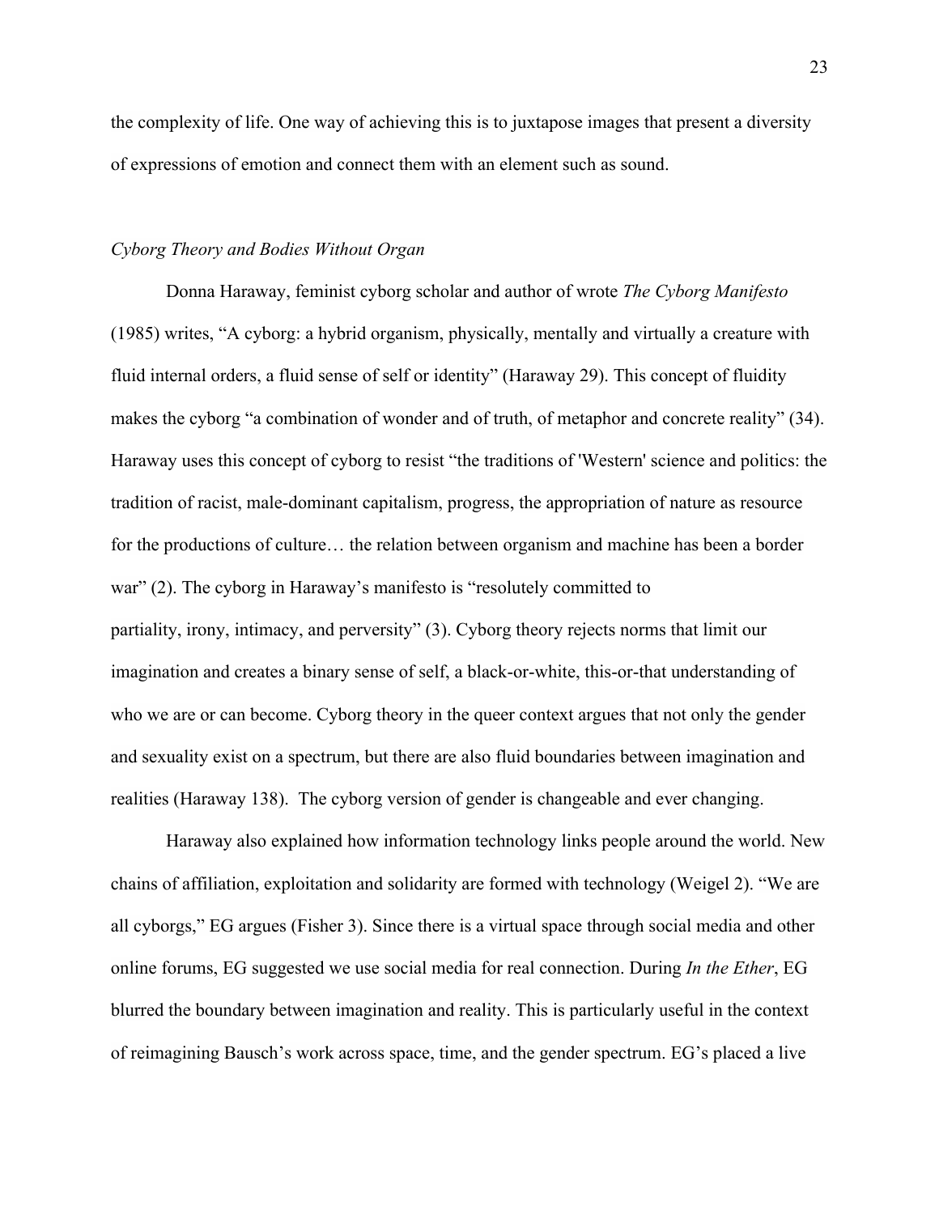the complexity of life. One way of achieving this is to juxtapose images that present a diversity of expressions of emotion and connect them with an element such as sound.

### *Cyborg Theory and Bodies Without Organ*

Donna Haraway, feminist cyborg scholar and author of wrote *The Cyborg Manifesto* (1985) writes, "A cyborg: a hybrid organism, physically, mentally and virtually a creature with fluid internal orders, a fluid sense of self or identity" (Haraway 29). This concept of fluidity makes the cyborg "a combination of wonder and of truth, of metaphor and concrete reality" (34). Haraway uses this concept of cyborg to resist "the traditions of 'Western' science and politics: the tradition of racist, male-dominant capitalism, progress, the appropriation of nature as resource for the productions of culture… the relation between organism and machine has been a border war" (2). The cyborg in Haraway's manifesto is "resolutely committed to partiality, irony, intimacy, and perversity" (3). Cyborg theory rejects norms that limit our imagination and creates a binary sense of self, a black-or-white, this-or-that understanding of who we are or can become. Cyborg theory in the queer context argues that not only the gender and sexuality exist on a spectrum, but there are also fluid boundaries between imagination and realities (Haraway 138). The cyborg version of gender is changeable and ever changing.

Haraway also explained how information technology links people around the world. New chains of affiliation, exploitation and solidarity are formed with technology (Weigel 2). "We are all cyborgs," EG argues (Fisher 3). Since there is a virtual space through social media and other online forums, EG suggested we use social media for real connection. During *In the Ether*, EG blurred the boundary between imagination and reality. This is particularly useful in the context of reimagining Bausch's work across space, time, and the gender spectrum. EG's placed a live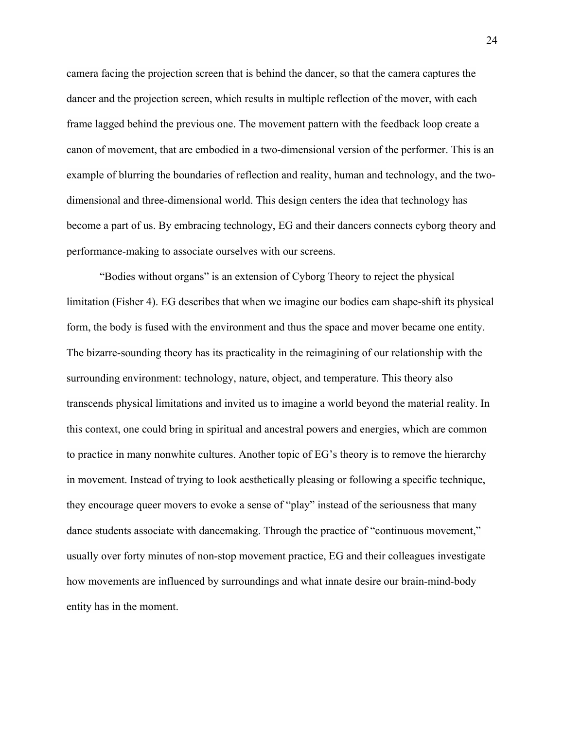camera facing the projection screen that is behind the dancer, so that the camera captures the dancer and the projection screen, which results in multiple reflection of the mover, with each frame lagged behind the previous one. The movement pattern with the feedback loop create a canon of movement, that are embodied in a two-dimensional version of the performer. This is an example of blurring the boundaries of reflection and reality, human and technology, and the two-dimensional and three-dimensional world. This design centers the idea that technology has become a part of us. By embracing technology, EG and their dancers connects cyborg theory and performance-making to associate ourselves with our screens.

"Bodies without organs" is an extension of Cyborg Theory to reject the physical limitation (Fisher 4). EG describes that when we imagine our bodies cam shape-shift its physical form, the body is fused with the environment and thus the space and mover became one entity. The bizarre-sounding theory has its practicality in the reimagining of our relationship with the surrounding environment: technology, nature, object, and temperature. This theory also transcends physical limitations and invited us to imagine a world beyond the material reality. In this context, one could bring in spiritual and ancestral powers and energies, which are common to practice in many nonwhite cultures. Another topic of EG's theory is to remove the hierarchy in movement. Instead of trying to look aesthetically pleasing or following a specific technique, they encourage queer movers to evoke a sense of "play" instead of the seriousness that many dance students associate with dancemaking. Through the practice of "continuous movement," usually over forty minutes of non-stop movement practice, EG and their colleagues investigate how movements are influenced by surroundings and what innate desire our brain-mind-body entity has in the moment.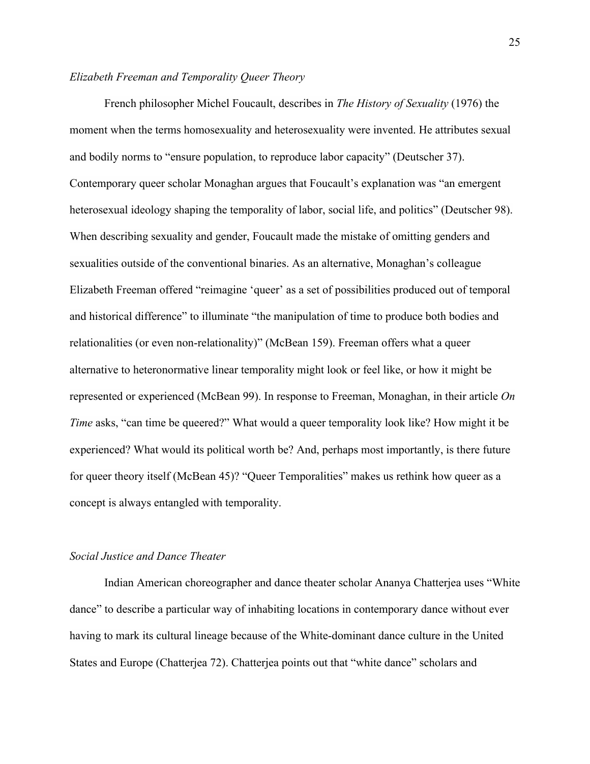*Elizabeth Freeman and Temporality Queer Theory*

French philosopher Michel Foucault, describes in *The History of Sexuality* (1976) the moment when the terms homosexuality and heterosexuality were invented. He attributes sexual and bodily norms to "ensure population, to reproduce labor capacity" (Deutscher 37). Contemporary queer scholar Monaghan argues that Foucault's explanation was "an emergent heterosexual ideology shaping the temporality of labor, social life, and politics" (Deutscher 98). When describing sexuality and gender, Foucault made the mistake of omitting genders and sexualities outside of the conventional binaries. As an alternative, Monaghan's colleague Elizabeth Freeman offered "reimagine 'queer' as a set of possibilities produced out of temporal and historical difference" to illuminate "the manipulation of time to produce both bodies and relationalities (or even non-relationality)" (McBean 159). Freeman offers what a queer alternative to heteronormative linear temporality might look or feel like, or how it might be represented or experienced (McBean 99). In response to Freeman, Monaghan, in their article *On Time* asks, "can time be queered?" What would a queer temporality look like? How might it be experienced? What would its political worth be? And, perhaps most importantly, is there future for queer theory itself (McBean 45)? "Queer Temporalities" makes us rethink how queer as a concept is always entangled with temporality.

*Social Justice and Dance Theater*

Indian American choreographer and dance theater scholar Ananya Chatterjea uses "White dance" to describe a particular way of inhabiting locations in contemporary dance without ever having to mark its cultural lineage because of the White-dominant dance culture in the United States and Europe (Chatterjea 72). Chatterjea points out that "white dance" scholars and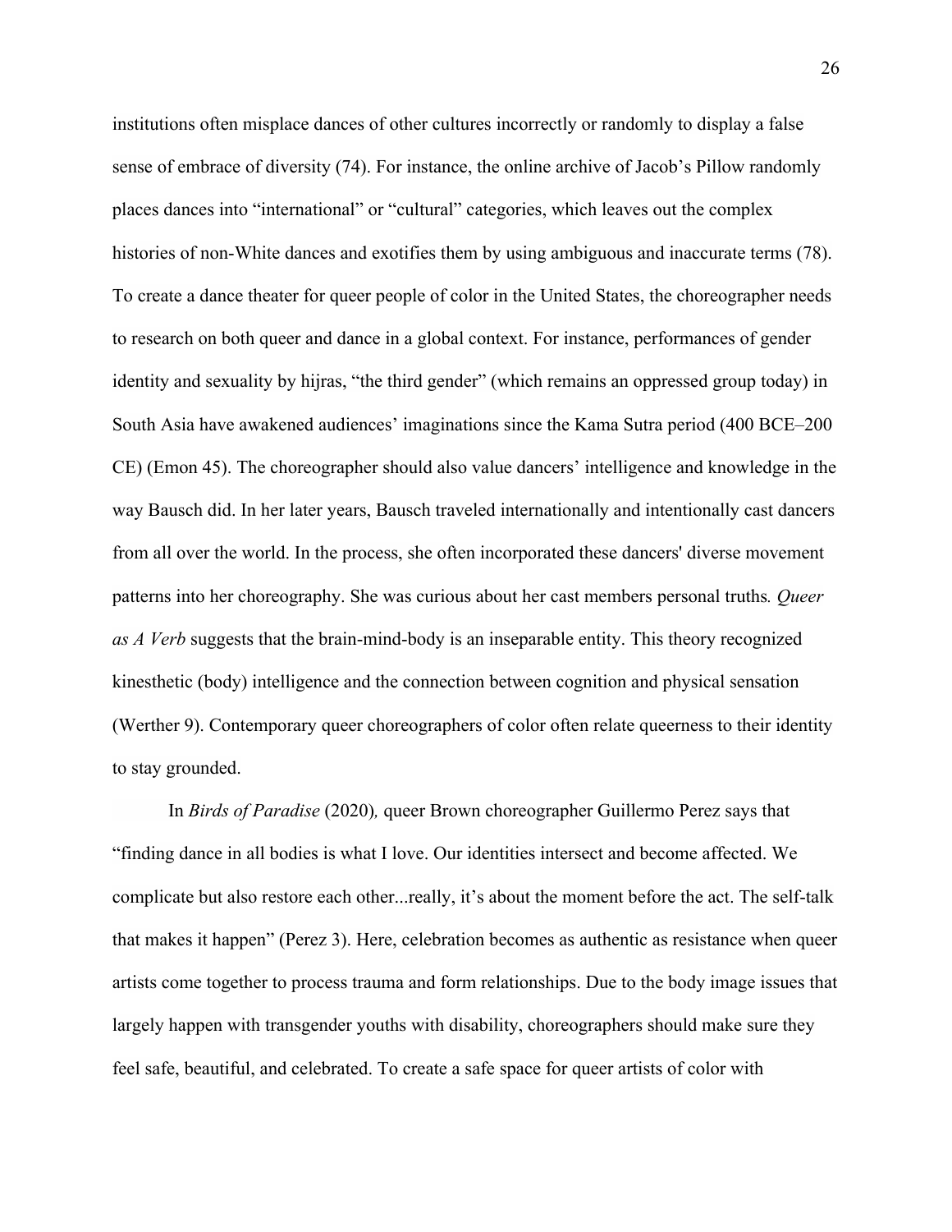institutions often misplace dances of other cultures incorrectly or randomly to display a false sense of embrace of diversity (74). For instance, the online archive of Jacob's Pillow randomly places dances into "international" or "cultural" categories, which leaves out the complex histories of non-White dances and exotifies them by using ambiguous and inaccurate terms (78). To create a dance theater for queer people of color in the United States, the choreographer needs to research on both queer and dance in a global context. For instance, performances of gender identity and sexuality by hijras, "the third gender" (which remains an oppressed group today) in South Asia have awakened audiences' imaginations since the Kama Sutra period (400 BCE–200 CE) (Emon 45). The choreographer should also value dancers' intelligence and knowledge in the way Bausch did. In her later years, Bausch traveled internationally and intentionally cast dancers from all over the world. In the process, she often incorporated these dancers' diverse movement patterns into her choreography. She was curious about her cast members personal truths. *Queer as A Verb* suggests that the brain-mind-body is an inseparable entity. This theory recognized kinesthetic (body) intelligence and the connection between cognition and physical sensation (Werther 9). Contemporary queer choreographers of color often relate queerness to their identity to stay grounded.

In *Birds of Paradise* (2020), queer Brown choreographer Guillermo Perez says that "finding dance in all bodies is what I love. Our identities intersect and become affected. We complicate but also restore each other...really, it's about the moment before the act. The self-talk that makes it happen" (Perez 3). Here, celebration becomes as authentic as resistance when queer artists come together to process trauma and form relationships. Due to the body image issues that largely happen with transgender youths with disability, choreographers should make sure they feel safe, beautiful, and celebrated. To create a safe space for queer artists of color with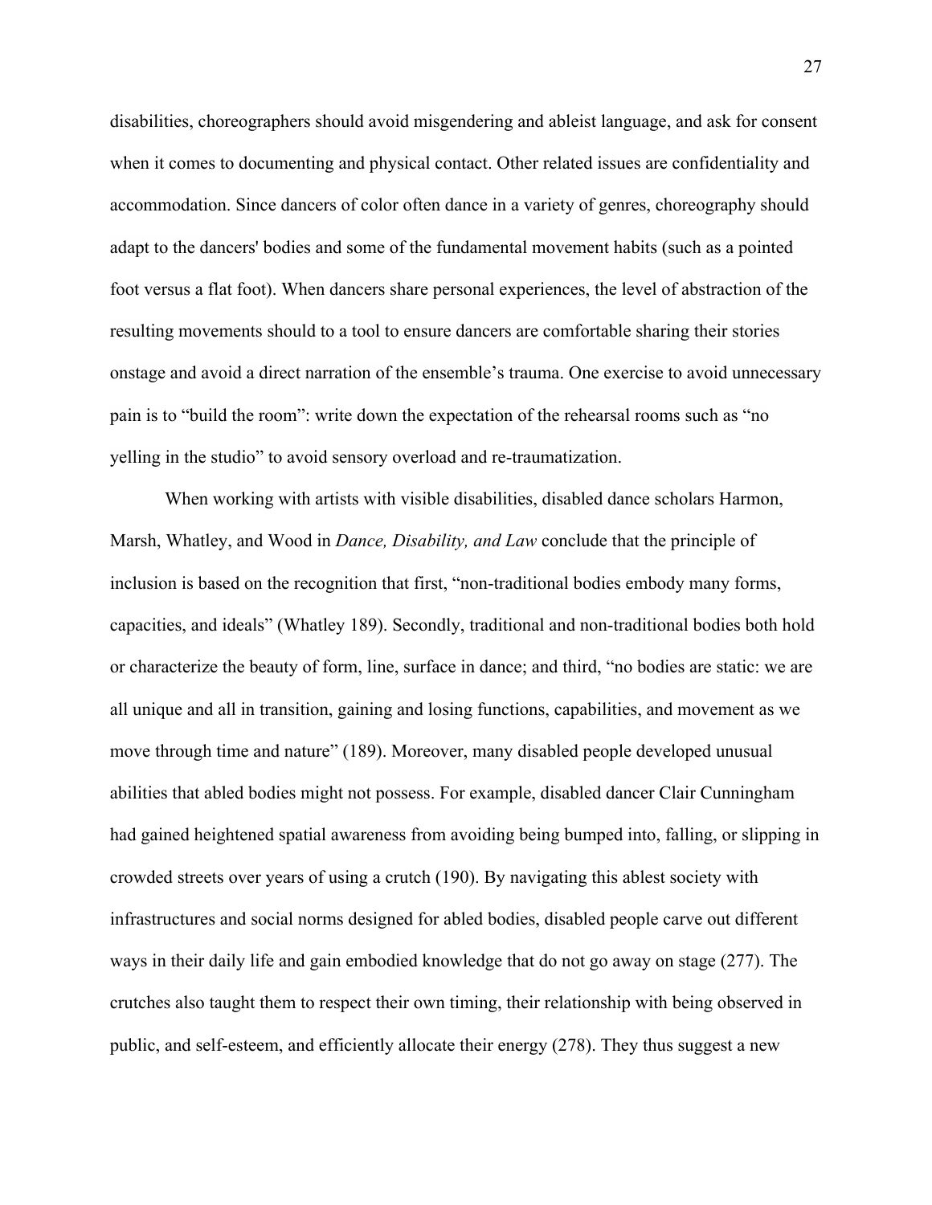disabilities, choreographers should avoid misgendering and ableist language, and ask for consent when it comes to documenting and physical contact. Other related issues are confidentiality and accommodation. Since dancers of color often dance in a variety of genres, choreography should adapt to the dancers' bodies and some of the fundamental movement habits (such as a pointed foot versus a flat foot). When dancers share personal experiences, the level of abstraction of the resulting movements should to a tool to ensure dancers are comfortable sharing their stories onstage and avoid a direct narration of the ensemble's trauma. One exercise to avoid unnecessary pain is to "build the room": write down the expectation of the rehearsal rooms such as "no yelling in the studio" to avoid sensory overload and re-traumatization.

When working with artists with visible disabilities, disabled dance scholars Harmon, Marsh, Whatley, and Wood in *Dance, Disability, and Law* conclude that the principle of inclusion is based on the recognition that first, "non-traditional bodies embody many forms, capacities, and ideals" (Whatley 189). Secondly, traditional and non-traditional bodies both hold or characterize the beauty of form, line, surface in dance; and third, "no bodies are static: we are all unique and all in transition, gaining and losing functions, capabilities, and movement as we move through time and nature" (189). Moreover, many disabled people developed unusual abilities that abled bodies might not possess. For example, disabled dancer Clair Cunningham had gained heightened spatial awareness from avoiding being bumped into, falling, or slipping in crowded streets over years of using a crutch (190). By navigating this ablest society with infrastructures and social norms designed for abled bodies, disabled people carve out different ways in their daily life and gain embodied knowledge that do not go away on stage (277). The crutches also taught them to respect their own timing, their relationship with being observed in public, and self-esteem, and efficiently allocate their energy (278). They thus suggest a new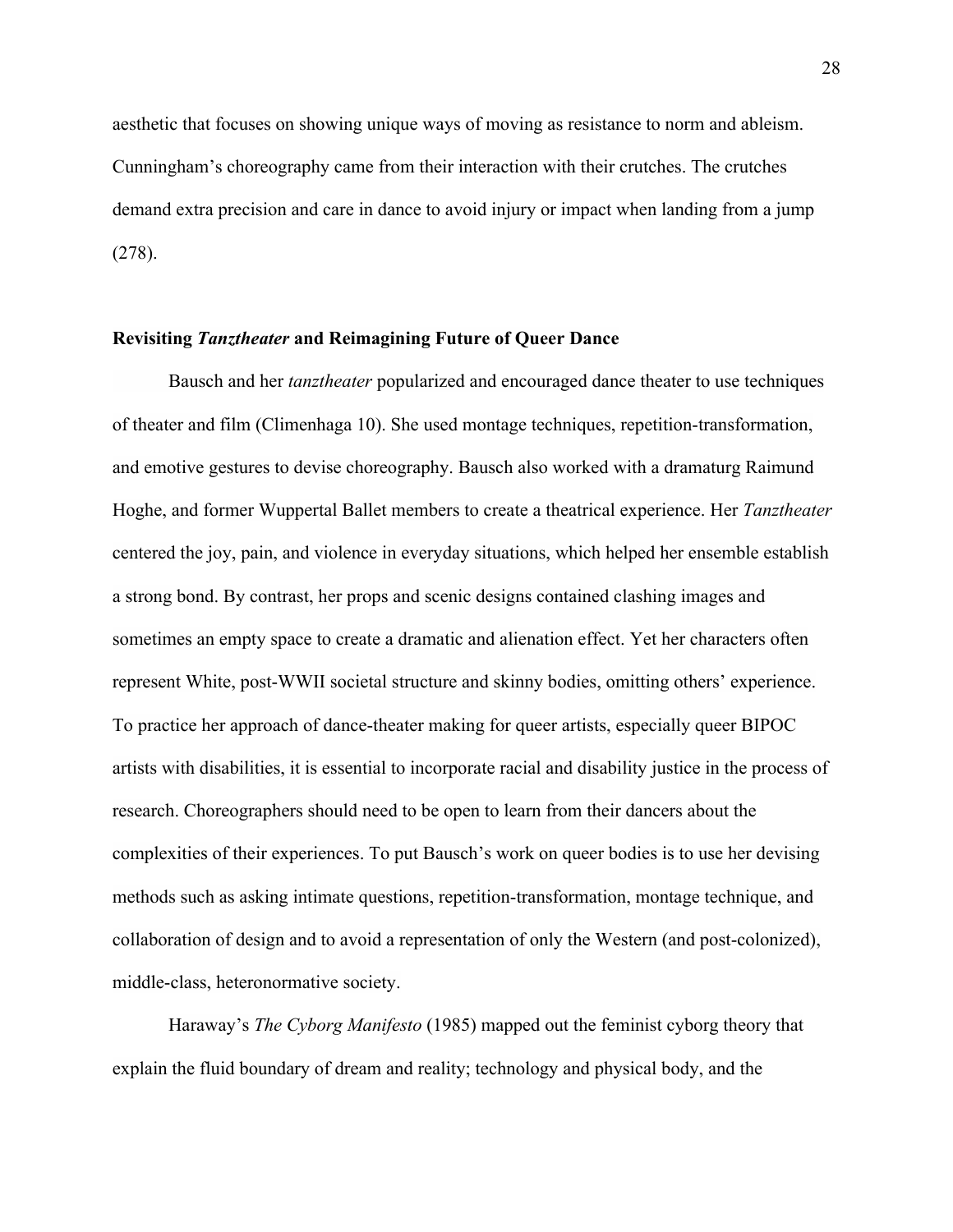aesthetic that focuses on showing unique ways of moving as resistance to norm and ableism. Cunningham's choreography came from their interaction with their crutches. The crutches demand extra precision and care in dance to avoid injury or impact when landing from a jump (278).

### Revisiting *Tanztheater* and Reimagining Future of Queer Dance

Bausch and her *tanztheater* popularized and encouraged dance theater to use techniques of theater and film (Climenhaga 10). She used montage techniques, repetition-transformation, and emotive gestures to devise choreography. Bausch also worked with a dramaturg Raimund Hoghe, and former Wuppertal Ballet members to create a theatrical experience. Her *Tanztheater* centered the joy, pain, and violence in everyday situations, which helped her ensemble establish a strong bond. By contrast, her props and scenic designs contained clashing images and sometimes an empty space to create a dramatic and alienation effect. Yet her characters often represent White, post-WWII societal structure and skinny bodies, omitting others' experience. To practice her approach of dance-theater making for queer artists, especially queer BIPOC artists with disabilities, it is essential to incorporate racial and disability justice in the process of research. Choreographers should need to be open to learn from their dancers about the complexities of their experiences. To put Bausch's work on queer bodies is to use her devising methods such as asking intimate questions, repetition-transformation, montage technique, and collaboration of design and to avoid a representation of only the Western (and post-colonized), middle-class, heteronormative society.

Haraway's *The Cyborg Manifesto* (1985) mapped out the feminist cyborg theory that explain the fluid boundary of dream and reality; technology and physical body, and the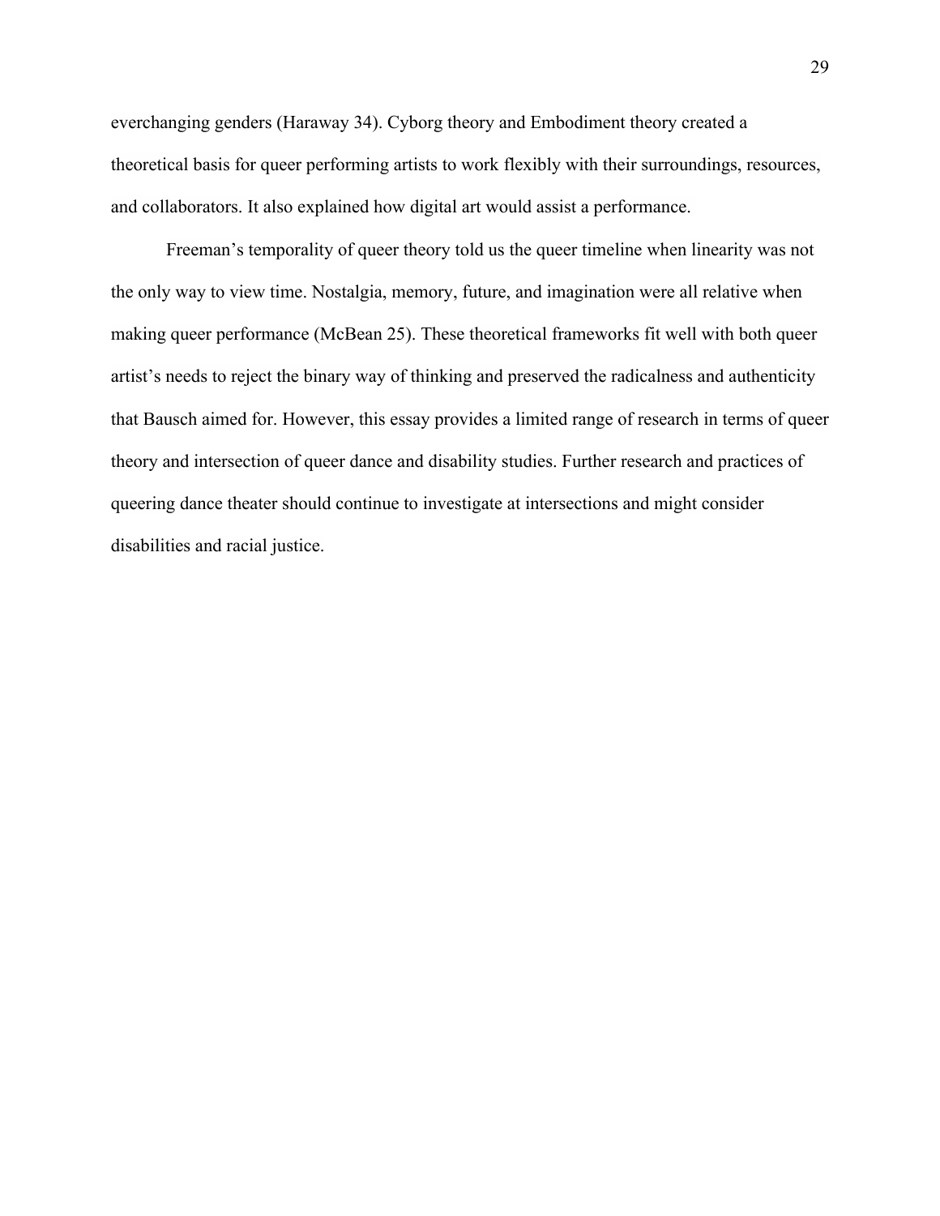everchanging genders (Haraway 34). Cyborg theory and Embodiment theory created a theoretical basis for queer performing artists to work flexibly with their surroundings, resources, and collaborators. It also explained how digital art would assist a performance.

Freeman's temporality of queer theory told us the queer timeline when linearity was not the only way to view time. Nostalgia, memory, future, and imagination were all relative when making queer performance (McBean 25). These theoretical frameworks fit well with both queer artist's needs to reject the binary way of thinking and preserved the radicalness and authenticity that Bausch aimed for. However, this essay provides a limited range of research in terms of queer theory and intersection of queer dance and disability studies. Further research and practices of queering dance theater should continue to investigate at intersections and might consider disabilities and racial justice.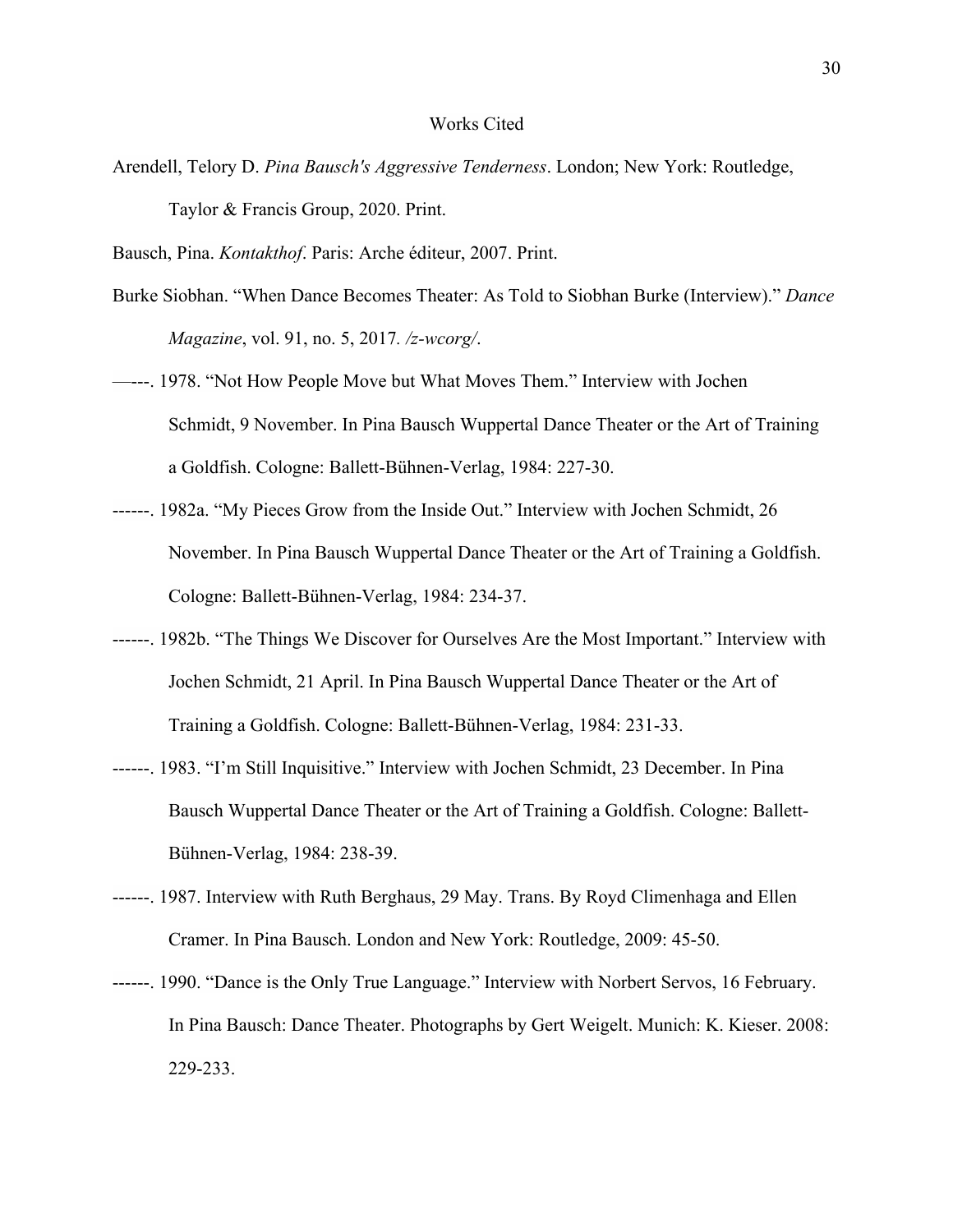# Works Cited

Arendell, Telory D. *Pina Bausch's Aggressive Tenderness*. London; New York: Routledge, Taylor & Francis Group, 2020. Print.

Bausch, Pina. *Kontakthof*. Paris: Arche éditeur, 2007. Print.

Burke Siobhan. "When Dance Becomes Theater: As Told to Siobhan Burke (Interview)." *Dance Magazine*, vol. 91, no. 5, 2017. */z-wcorg/*.

—---. 1978. "Not How People Move but What Moves Them." Interview with Jochen Schmidt, 9 November. In Pina Bausch Wuppertal Dance Theater or the Art of Training a Goldfish. Cologne: Ballett-Bühnen-Verlag, 1984: 227-30.

------. 1982a. "My Pieces Grow from the Inside Out." Interview with Jochen Schmidt, 26 November. In Pina Bausch Wuppertal Dance Theater or the Art of Training a Goldfish. Cologne: Ballett-Bühnen-Verlag, 1984: 234-37.

------. 1982b. "The Things We Discover for Ourselves Are the Most Important." Interview with Jochen Schmidt, 21 April. In Pina Bausch Wuppertal Dance Theater or the Art of Training a Goldfish. Cologne: Ballett-Bühnen-Verlag, 1984: 231-33.

------. 1983. "I'm Still Inquisitive." Interview with Jochen Schmidt, 23 December. In Pina Bausch Wuppertal Dance Theater or the Art of Training a Goldfish. Cologne: Ballett-Bühnen-Verlag, 1984: 238-39.

------. 1987. Interview with Ruth Berghaus, 29 May. Trans. By Royd Climenhaga and Ellen Cramer. In Pina Bausch. London and New York: Routledge, 2009: 45-50.

------. 1990. "Dance is the Only True Language." Interview with Norbert Servos, 16 February. In Pina Bausch: Dance Theater. Photographs by Gert Weigelt. Munich: K. Kieser. 2008: 229-233.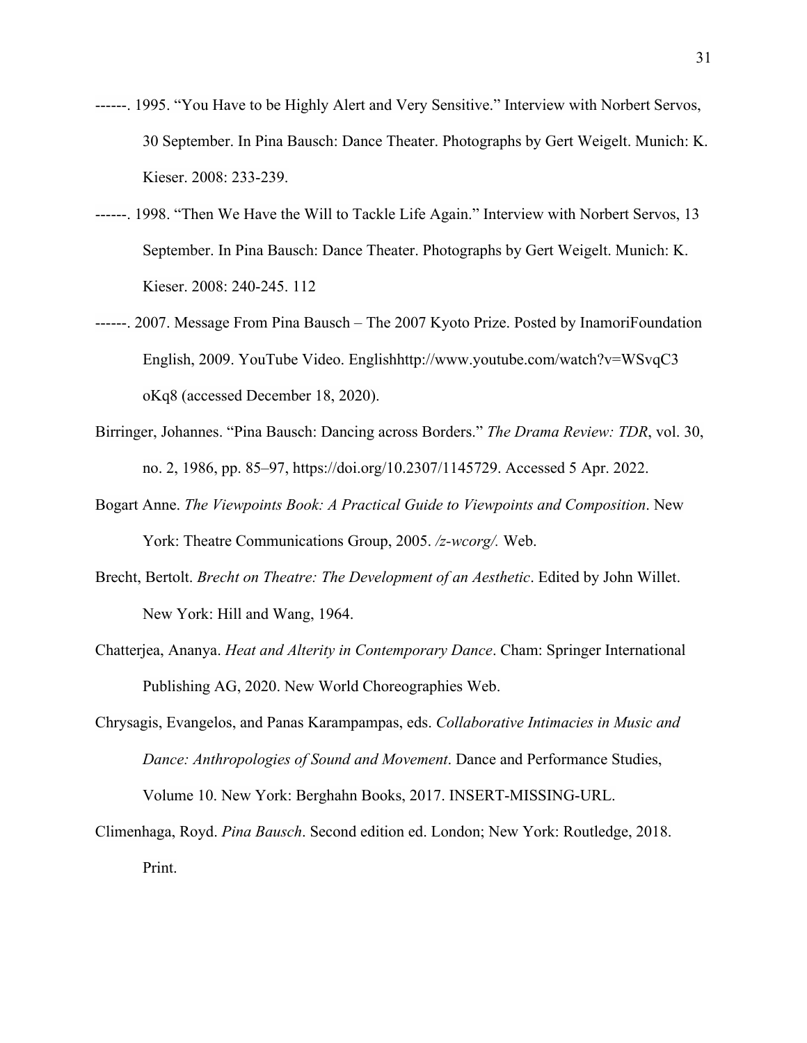------. 1995. "You Have to be Highly Alert and Very Sensitive." Interview with Norbert Servos, 30 September. In Pina Bausch: Dance Theater. Photographs by Gert Weigelt. Munich: K. Kieser. 2008: 233-239.

------. 1998. "Then We Have the Will to Tackle Life Again." Interview with Norbert Servos, 13 September. In Pina Bausch: Dance Theater. Photographs by Gert Weigelt. Munich: K. Kieser. 2008: 240-245. 112

------. 2007. Message From Pina Bausch – The 2007 Kyoto Prize. Posted by InamoriFoundation English, 2009. YouTube Video. Englishhttp://www.youtube.com/watch?v=WSvqC3oKq8 (accessed December 18, 2020).

Birringer, Johannes. "Pina Bausch: Dancing across Borders." *The Drama Review: TDR*, vol. 30, no. 2, 1986, pp. 85–97, https://doi.org/10.2307/1145729. Accessed 5 Apr. 2022.

Bogart Anne. *The Viewpoints Book: A Practical Guide to Viewpoints and Composition*. New York: Theatre Communications Group, 2005. */z-wcorg/.* Web.

Brecht, Bertolt. *Brecht on Theatre: The Development of an Aesthetic*. Edited by John Willet. New York: Hill and Wang, 1964.

Chatterjea, Ananya. *Heat and Alterity in Contemporary Dance*. Cham: Springer International Publishing AG, 2020. New World Choreographies Web.

Chrysagis, Evangelos, and Panas Karampampas, eds. *Collaborative Intimacies in Music and Dance: Anthropologies of Sound and Movement*. Dance and Performance Studies, Volume 10. New York: Berghahn Books, 2017. INSERT-MISSING-URL.

Climenhaga, Royd. *Pina Bausch*. Second edition ed. London; New York: Routledge, 2018. Print.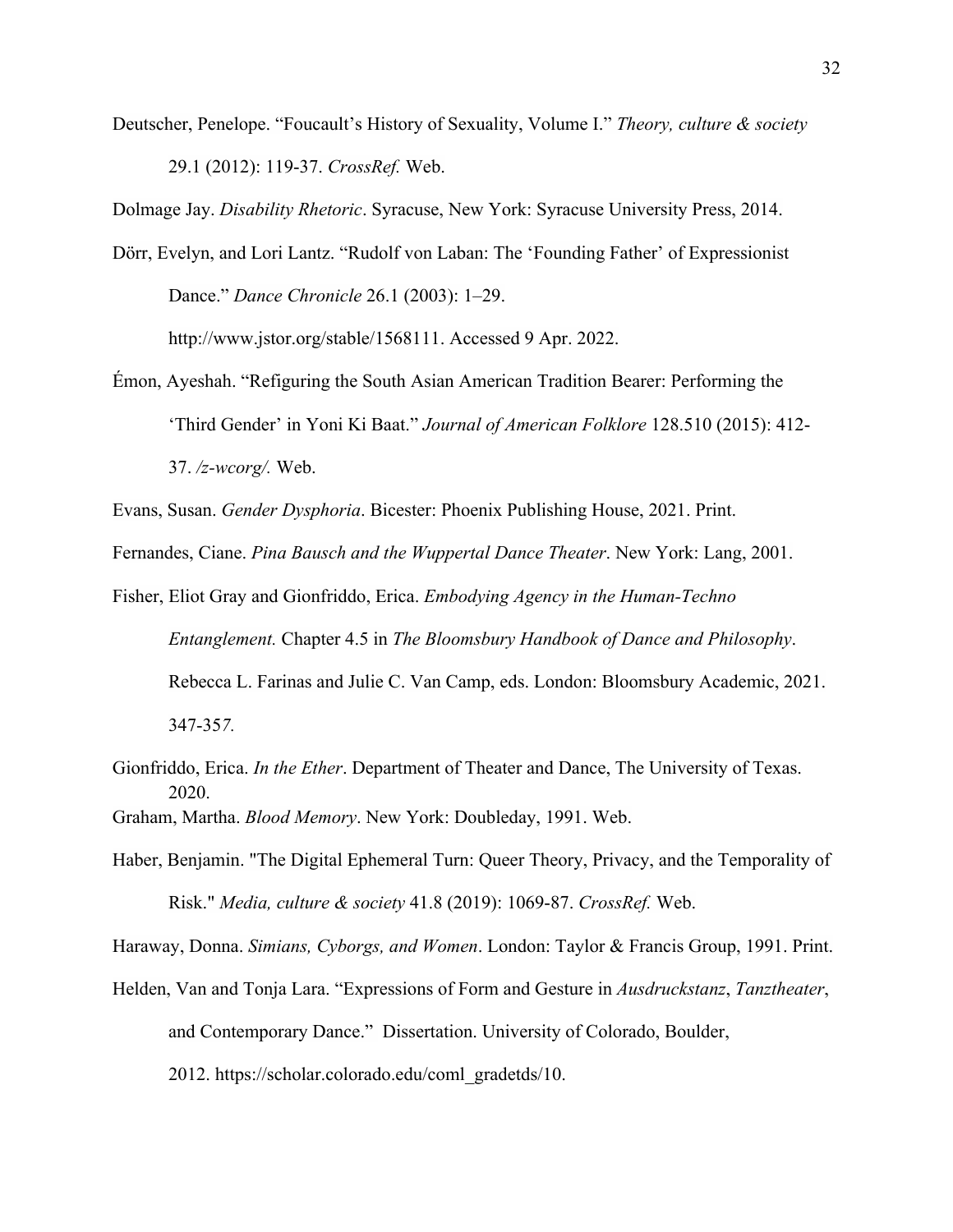Deutscher, Penelope. "Foucault's History of Sexuality, Volume I." *Theory, culture & society* 29.1 (2012): 119-37. *CrossRef.* Web.

Dolmage Jay. *Disability Rhetoric*. Syracuse, New York: Syracuse University Press, 2014.

Dörr, Evelyn, and Lori Lantz. "Rudolf von Laban: The 'Founding Father' of Expressionist Dance." *Dance Chronicle* 26.1 (2003): 1–29. http://www.jstor.org/stable/1568111. Accessed 9 Apr. 2022.

Émon, Ayeshah. "Refiguring the South Asian American Tradition Bearer: Performing the 'Third Gender' in Yoni Ki Baat." *Journal of American Folklore* 128.510 (2015): 412-37. */z-wcorg/.* Web.

Evans, Susan. *Gender Dysphoria*. Bicester: Phoenix Publishing House, 2021. Print.

Fernandes, Ciane. *Pina Bausch and the Wuppertal Dance Theater*. New York: Lang, 2001.

Fisher, Eliot Gray and Gionfriddo, Erica. *Embodying Agency in the Human-Techno Entanglement.* Chapter 4.5 in *The Bloomsbury Handbook of Dance and Philosophy*. Rebecca L. Farinas and Julie C. Van Camp, eds. London: Bloomsbury Academic, 2021. 347-357.

Gionfriddo, Erica. *In the Ether*. Department of Theater and Dance, The University of Texas. 2020.

Graham, Martha. *Blood Memory*. New York: Doubleday, 1991. Web.

Haber, Benjamin. "The Digital Ephemeral Turn: Queer Theory, Privacy, and the Temporality of Risk." *Media, culture & society* 41.8 (2019): 1069-87. *CrossRef.* Web.

Haraway, Donna. *Simians, Cyborgs, and Women*. London: Taylor & Francis Group, 1991. Print.

Helden, Van and Tonja Lara. "Expressions of Form and Gesture in *Ausdruckstanz*, *Tanztheater*, and Contemporary Dance." Dissertation. University of Colorado, Boulder, 2012. https://scholar.colorado.edu/coml_gradetds/10.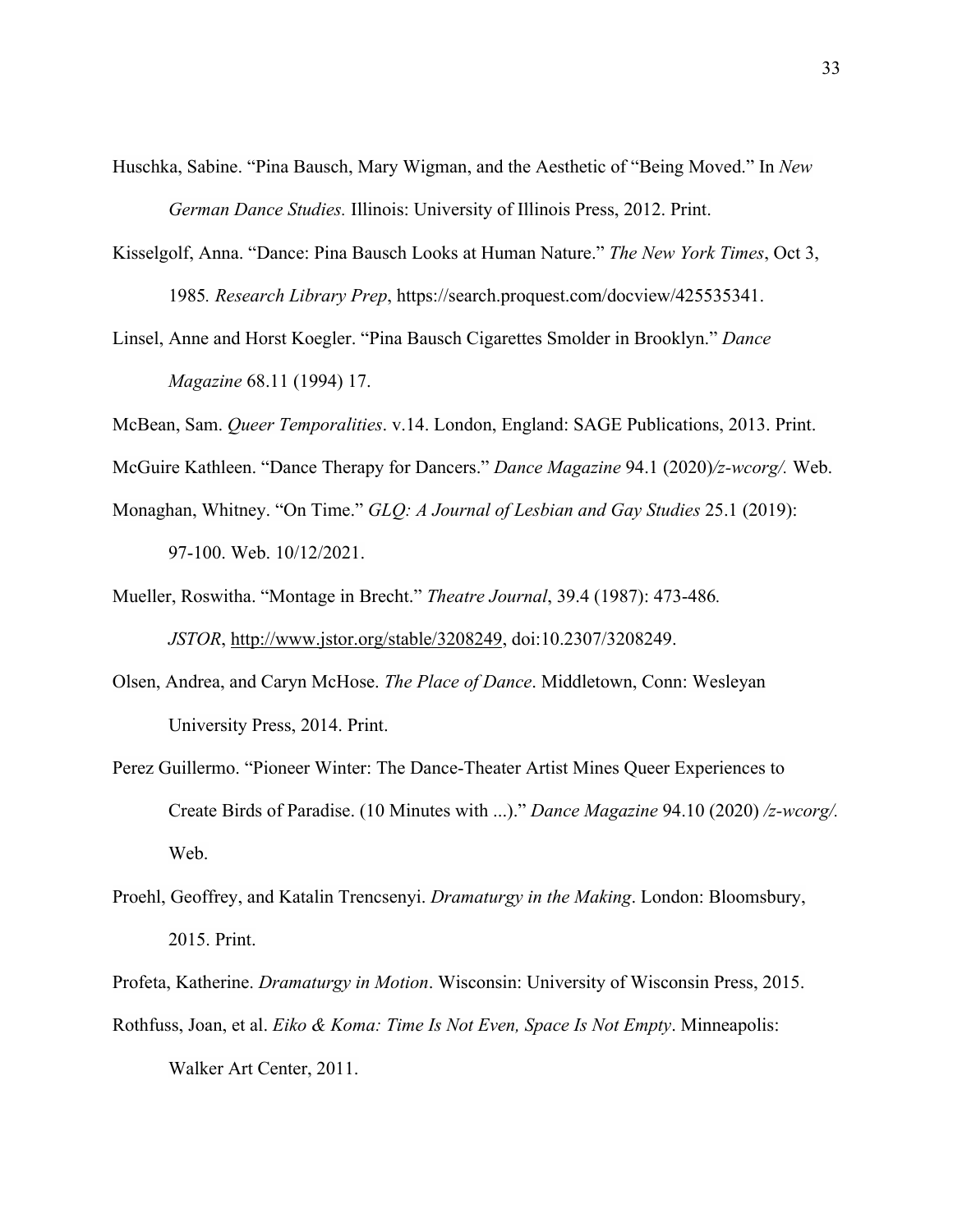Huschka, Sabine. “Pina Bausch, Mary Wigman, and the Aesthetic of “Being Moved.” In *New German Dance Studies.* Illinois: University of Illinois Press, 2012. Print.

Kisselgolf, Anna. “Dance: Pina Bausch Looks at Human Nature.” *The New York Times*, Oct 3, 1985*. Research Library Prep*, https://search.proquest.com/docview/425535341.

Linsel, Anne and Horst Koegler. “Pina Bausch Cigarettes Smolder in Brooklyn.” *Dance Magazine* 68.11 (1994) 17.

McBean, Sam. *Queer Temporalities*. v.14. London, England: SAGE Publications, 2013. Print.

McGuire Kathleen. “Dance Therapy for Dancers.” *Dance Magazine* 94.1 (2020)*/z-wcorg/.* Web.

Monaghan, Whitney. “On Time.” *GLQ: A Journal of Lesbian and Gay Studies* 25.1 (2019): 97-100. Web. 10/12/2021.

Mueller, Roswitha. “Montage in Brecht.” *Theatre Journal*, 39.4 (1987): 473-486*. JSTOR*, http://www.jstor.org/stable/3208249, doi:10.2307/3208249.

Olsen, Andrea, and Caryn McHose. *The Place of Dance*. Middletown, Conn: Wesleyan University Press, 2014. Print.

Perez Guillermo. “Pioneer Winter: The Dance-Theater Artist Mines Queer Experiences to Create Birds of Paradise. (10 Minutes with ...).” *Dance Magazine* 94.10 (2020) */z-wcorg/.* Web.

Proehl, Geoffrey, and Katalin Trencsenyi. *Dramaturgy in the Making*. London: Bloomsbury, 2015. Print.

Profeta, Katherine. *Dramaturgy in Motion*. Wisconsin: University of Wisconsin Press, 2015.

Rothfuss, Joan, et al. *Eiko & Koma: Time Is Not Even, Space Is Not Empty*. Minneapolis: Walker Art Center, 2011.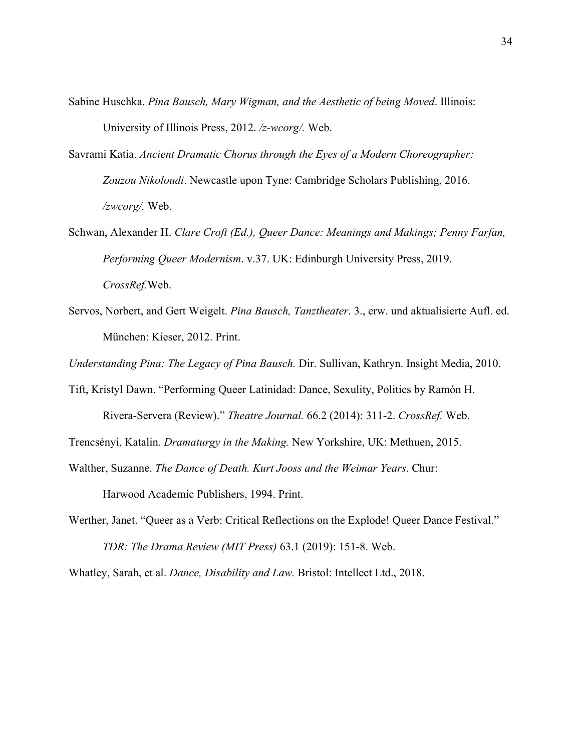Sabine Huschka. *Pina Bausch, Mary Wigman, and the Aesthetic of being Moved*. Illinois: University of Illinois Press, 2012. */z-wcorg/.* Web.

Savrami Katia. *Ancient Dramatic Chorus through the Eyes of a Modern Choreographer: Zouzou Nikoloudi*. Newcastle upon Tyne: Cambridge Scholars Publishing, 2016. */zwcorg/.* Web.

Schwan, Alexander H. *Clare Croft (Ed.), Queer Dance: Meanings and Makings; Penny Farfan, Performing Queer Modernism*. v.37. UK: Edinburgh University Press, 2019. *CrossRef.*Web.

Servos, Norbert, and Gert Weigelt. *Pina Bausch, Tanztheater*. 3., erw. und aktualisierte Aufl. ed. München: Kieser, 2012. Print.

*Understanding Pina: The Legacy of Pina Bausch.* Dir. Sullivan, Kathryn. Insight Media, 2010.

Tift, Kristyl Dawn. "Performing Queer Latinidad: Dance, Sexulity, Politics by Ramón H. Rivera-Servera (Review)." *Theatre Journal.* 66.2 (2014): 311-2. *CrossRef.* Web.

Trencsényi, Katalin. *Dramaturgy in the Making.* New Yorkshire, UK: Methuen, 2015.

Walther, Suzanne. *The Dance of Death. Kurt Jooss and the Weimar Years*. Chur: Harwood Academic Publishers, 1994. Print.

Werther, Janet. "Queer as a Verb: Critical Reflections on the Explode! Queer Dance Festival." *TDR: The Drama Review (MIT Press)* 63.1 (2019): 151-8. Web.

Whatley, Sarah, et al. *Dance, Disability and Law.* Bristol: Intellect Ltd., 2018.